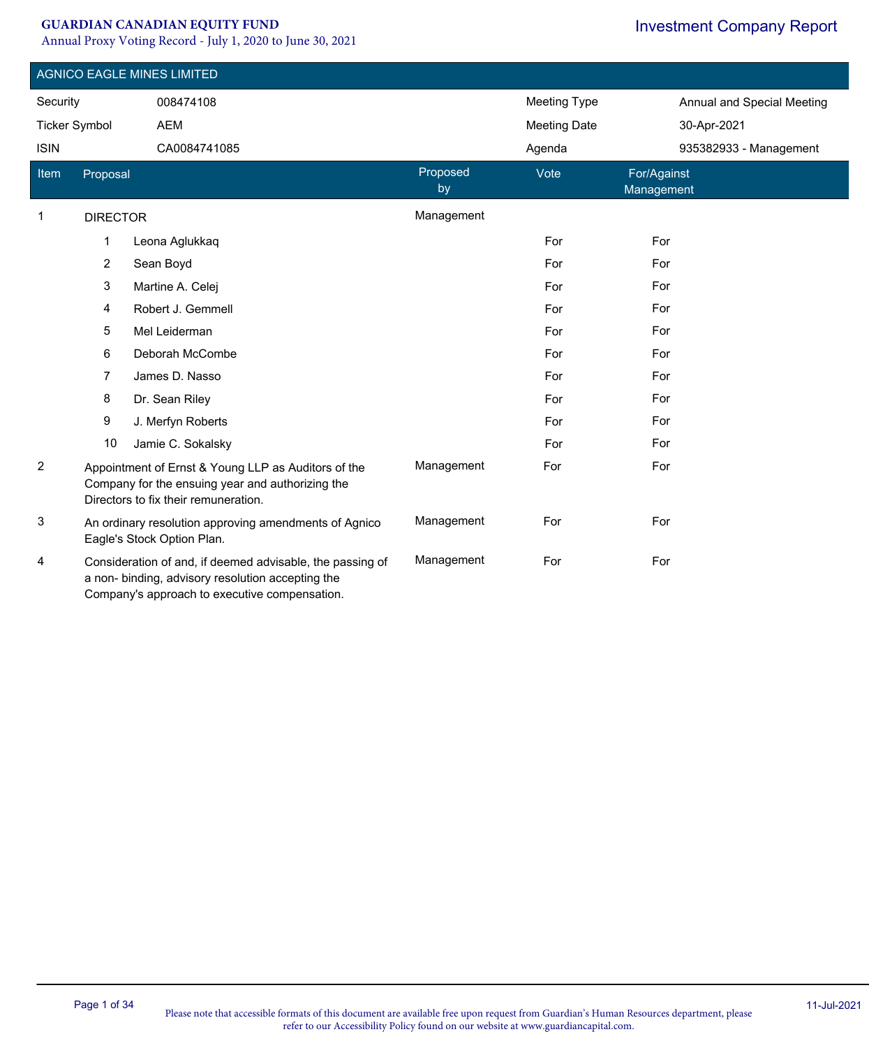# GUARDIAN CANADIAN EQUITY FUND

Annual Proxy Voting Record - July 1, 2020 to June 30, 2021

Investment Company Report

## AGNICO EAGLE MINES LIMITED

| Security | 008474108 | Meeting Type | Annual and Special Meeting |
|---|---|---|---|
| Ticker Symbol | AEM | Meeting Date | 30-Apr-2021 |
| ISIN | CA0084741085 | Agenda | 935382933 - Management |

| Item | Proposal | Proposed by | Vote | For/Against Management |
|---|---|---|---|---|
| 1 | DIRECTOR | Management | | |
| | 1 Leona Aglukkaq | | For | For |
| | 2 Sean Boyd | | For | For |
| | 3 Martine A. Celej | | For | For |
| | 4 Robert J. Gemmell | | For | For |
| | 5 Mel Leiderman | | For | For |
| | 6 Deborah McCombe | | For | For |
| | 7 James D. Nasso | | For | For |
| | 8 Dr. Sean Riley | | For | For |
| | 9 J. Merfyn Roberts | | For | For |
| | 10 Jamie C. Sokalsky | | For | For |
| 2 | Appointment of Ernst & Young LLP as Auditors of the Company for the ensuing year and authorizing the Directors to fix their remuneration. | Management | For | For |
| 3 | An ordinary resolution approving amendments of Agnico Eagle's Stock Option Plan. | Management | For | For |
| 4 | Consideration of and, if deemed advisable, the passing of a non- binding, advisory resolution accepting the Company's approach to executive compensation. | Management | For | For |

11-Jul-2021

Please note that accessible formats of this document are available free upon request from Guardian's Human Resources department, please refer to our Accessibility Policy found on our website at www.guardiancapital.com.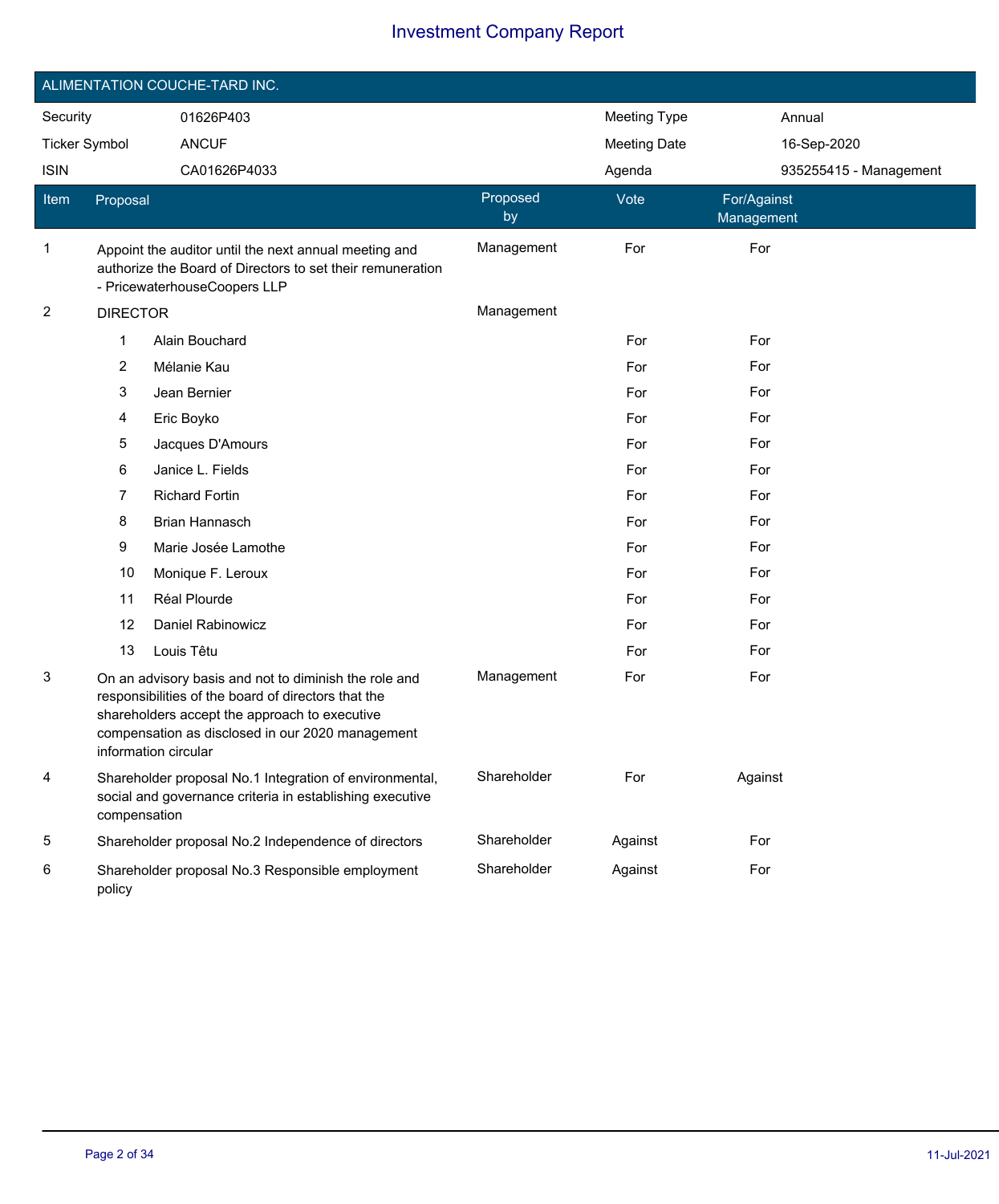# Investment Company Report

## ALIMENTATION COUCHE-TARD INC.

| | | | |
|---|---|---|---|
| Security | 01626P403 | Meeting Type | Annual |
| Ticker Symbol | ANCUF | Meeting Date | 16-Sep-2020 |
| ISIN | CA01626P4033 | Agenda | 935255415 - Management |

| Item | Proposal | Proposed by | Vote | For/Against Management |
|---|---|---|---|---|
| 1 | Appoint the auditor until the next annual meeting and authorize the Board of Directors to set their remuneration - PricewaterhouseCoopers LLP | Management | For | For |
| 2 | DIRECTOR | Management | | |
| | 1 Alain Bouchard | | For | For |
| | 2 Mélanie Kau | | For | For |
| | 3 Jean Bernier | | For | For |
| | 4 Eric Boyko | | For | For |
| | 5 Jacques D'Amours | | For | For |
| | 6 Janice L. Fields | | For | For |
| | 7 Richard Fortin | | For | For |
| | 8 Brian Hannasch | | For | For |
| | 9 Marie Josée Lamothe | | For | For |
| | 10 Monique F. Leroux | | For | For |
| | 11 Réal Plourde | | For | For |
| | 12 Daniel Rabinowicz | | For | For |
| | 13 Louis Têtu | | For | For |
| 3 | On an advisory basis and not to diminish the role and responsibilities of the board of directors that the shareholders accept the approach to executive compensation as disclosed in our 2020 management information circular | Management | For | For |
| 4 | Shareholder proposal No.1 Integration of environmental, social and governance criteria in establishing executive compensation | Shareholder | For | Against |
| 5 | Shareholder proposal No.2 Independence of directors | Shareholder | Against | For |
| 6 | Shareholder proposal No.3 Responsible employment policy | Shareholder | Against | For |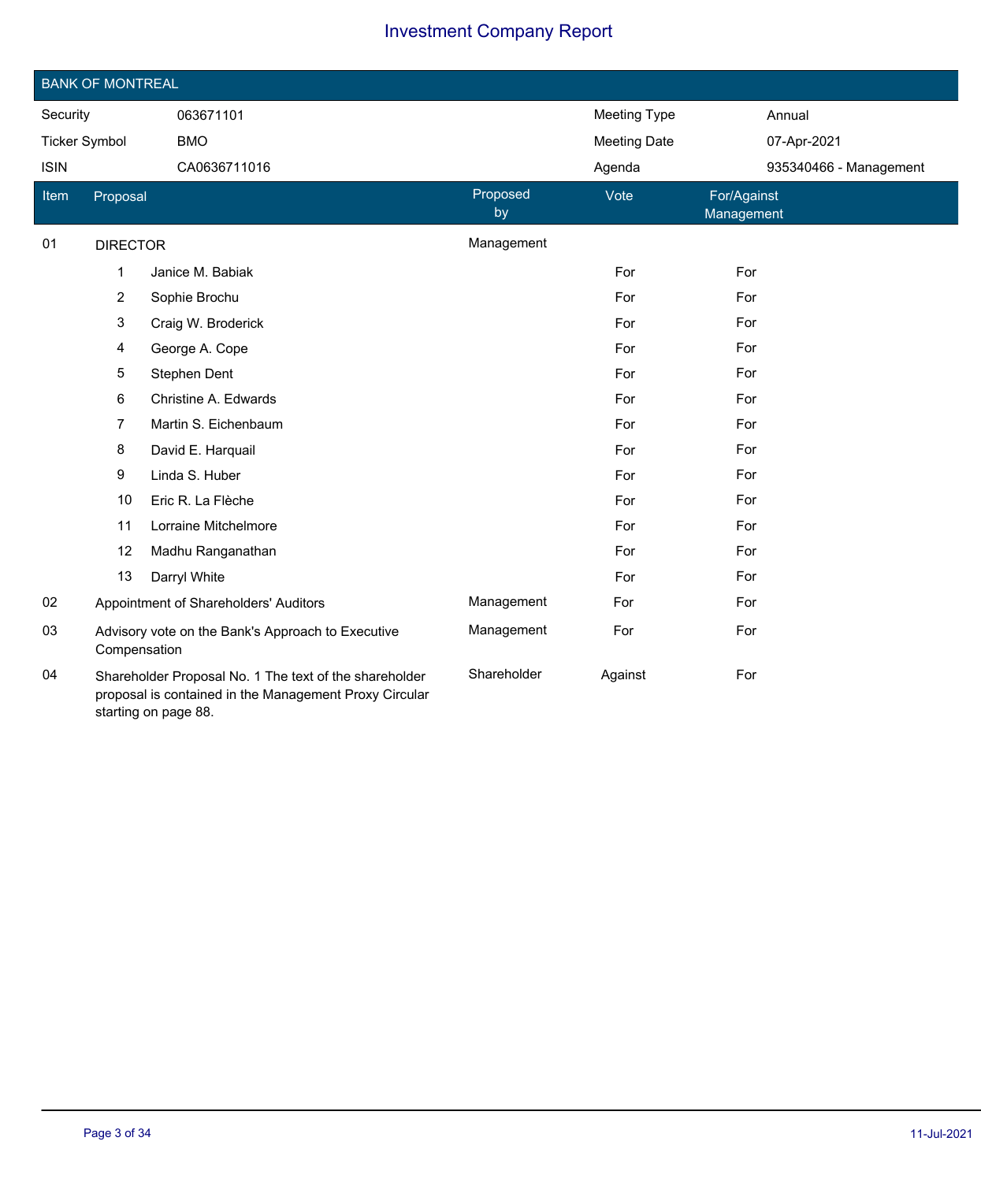# Investment Company Report

## BANK OF MONTREAL

| | | | |
|---|---|---|---|
| Security | 063671101 | Meeting Type | Annual |
| Ticker Symbol | BMO | Meeting Date | 07-Apr-2021 |
| ISIN | CA0636711016 | Agenda | 935340466 - Management |

| Item | Proposal | Proposed by | Vote | For/Against Management |
|---|---|---|---|---|
| 01 | DIRECTOR | Management | | |
| | 1 Janice M. Babiak | | For | For |
| | 2 Sophie Brochu | | For | For |
| | 3 Craig W. Broderick | | For | For |
| | 4 George A. Cope | | For | For |
| | 5 Stephen Dent | | For | For |
| | 6 Christine A. Edwards | | For | For |
| | 7 Martin S. Eichenbaum | | For | For |
| | 8 David E. Harquail | | For | For |
| | 9 Linda S. Huber | | For | For |
| | 10 Eric R. La Flèche | | For | For |
| | 11 Lorraine Mitchelmore | | For | For |
| | 12 Madhu Ranganathan | | For | For |
| | 13 Darryl White | | For | For |
| 02 | Appointment of Shareholders' Auditors | Management | For | For |
| 03 | Advisory vote on the Bank's Approach to Executive Compensation | Management | For | For |
| 04 | Shareholder Proposal No. 1 The text of the shareholder proposal is contained in the Management Proxy Circular starting on page 88. | Shareholder | Against | For |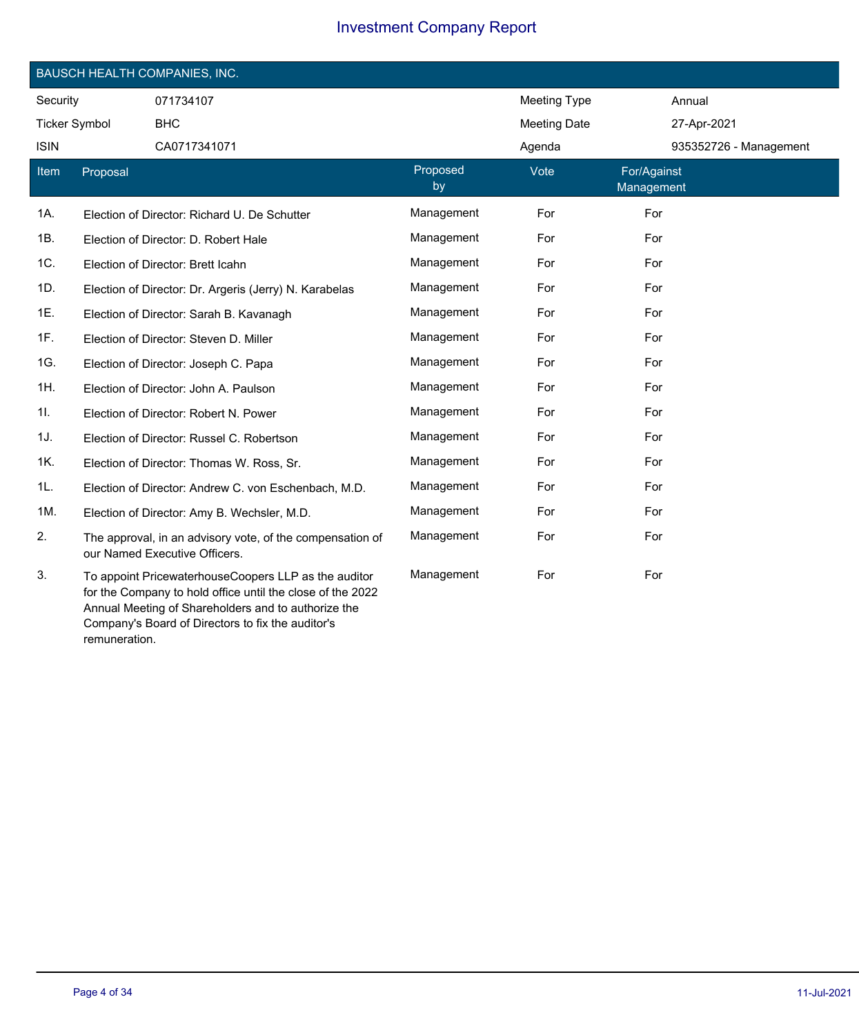# Investment Company Report

## BAUSCH HEALTH COMPANIES, INC.

| | | | |
|---|---|---|---|
| Security | 071734107 | Meeting Type | Annual |
| Ticker Symbol | BHC | Meeting Date | 27-Apr-2021 |
| ISIN | CA0717341071 | Agenda | 935352726 - Management |

| Item | Proposal | Proposed by | Vote | For/Against Management |
|---|---|---|---|---|
| 1A. | Election of Director: Richard U. De Schutter | Management | For | For |
| 1B. | Election of Director: D. Robert Hale | Management | For | For |
| 1C. | Election of Director: Brett Icahn | Management | For | For |
| 1D. | Election of Director: Dr. Argeris (Jerry) N. Karabelas | Management | For | For |
| 1E. | Election of Director: Sarah B. Kavanagh | Management | For | For |
| 1F. | Election of Director: Steven D. Miller | Management | For | For |
| 1G. | Election of Director: Joseph C. Papa | Management | For | For |
| 1H. | Election of Director: John A. Paulson | Management | For | For |
| 1I. | Election of Director: Robert N. Power | Management | For | For |
| 1J. | Election of Director: Russel C. Robertson | Management | For | For |
| 1K. | Election of Director: Thomas W. Ross, Sr. | Management | For | For |
| 1L. | Election of Director: Andrew C. von Eschenbach, M.D. | Management | For | For |
| 1M. | Election of Director: Amy B. Wechsler, M.D. | Management | For | For |
| 2. | The approval, in an advisory vote, of the compensation of our Named Executive Officers. | Management | For | For |
| 3. | To appoint PricewaterhouseCoopers LLP as the auditor for the Company to hold office until the close of the 2022 Annual Meeting of Shareholders and to authorize the Company's Board of Directors to fix the auditor's remuneration. | Management | For | For |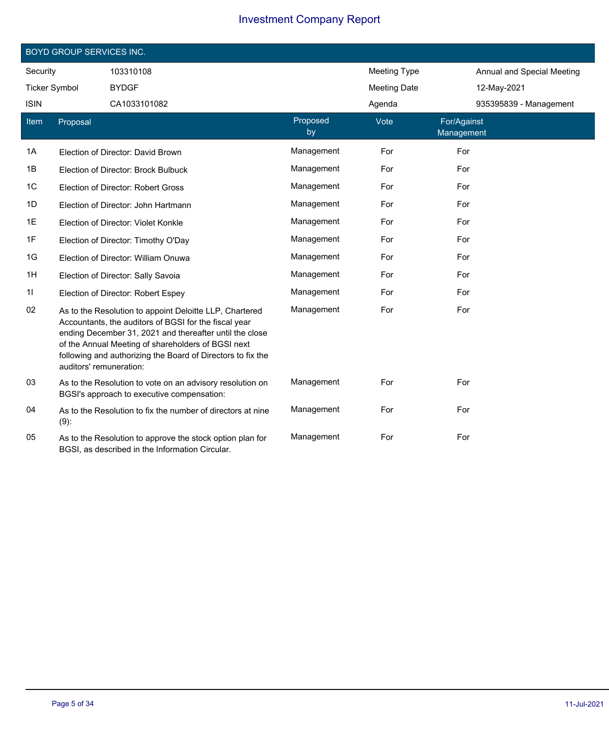# Investment Company Report

## BOYD GROUP SERVICES INC.

| | | | |
|---|---|---|---|
| Security | 103310108 | Meeting Type | Annual and Special Meeting |
| Ticker Symbol | BYDGF | Meeting Date | 12-May-2021 |
| ISIN | CA1033101082 | Agenda | 935395839 - Management |

| Item | Proposal | Proposed by | Vote | For/Against Management |
|---|---|---|---|---|
| 1A | Election of Director: David Brown | Management | For | For |
| 1B | Election of Director: Brock Bulbuck | Management | For | For |
| 1C | Election of Director: Robert Gross | Management | For | For |
| 1D | Election of Director: John Hartmann | Management | For | For |
| 1E | Election of Director: Violet Konkle | Management | For | For |
| 1F | Election of Director: Timothy O'Day | Management | For | For |
| 1G | Election of Director: William Onuwa | Management | For | For |
| 1H | Election of Director: Sally Savoia | Management | For | For |
| 1I | Election of Director: Robert Espey | Management | For | For |
| 02 | As to the Resolution to appoint Deloitte LLP, Chartered Accountants, the auditors of BGSI for the fiscal year ending December 31, 2021 and thereafter until the close of the Annual Meeting of shareholders of BGSI next following and authorizing the Board of Directors to fix the auditors' remuneration: | Management | For | For |
| 03 | As to the Resolution to vote on an advisory resolution on BGSI's approach to executive compensation: | Management | For | For |
| 04 | As to the Resolution to fix the number of directors at nine (9): | Management | For | For |
| 05 | As to the Resolution to approve the stock option plan for BGSI, as described in the Information Circular. | Management | For | For |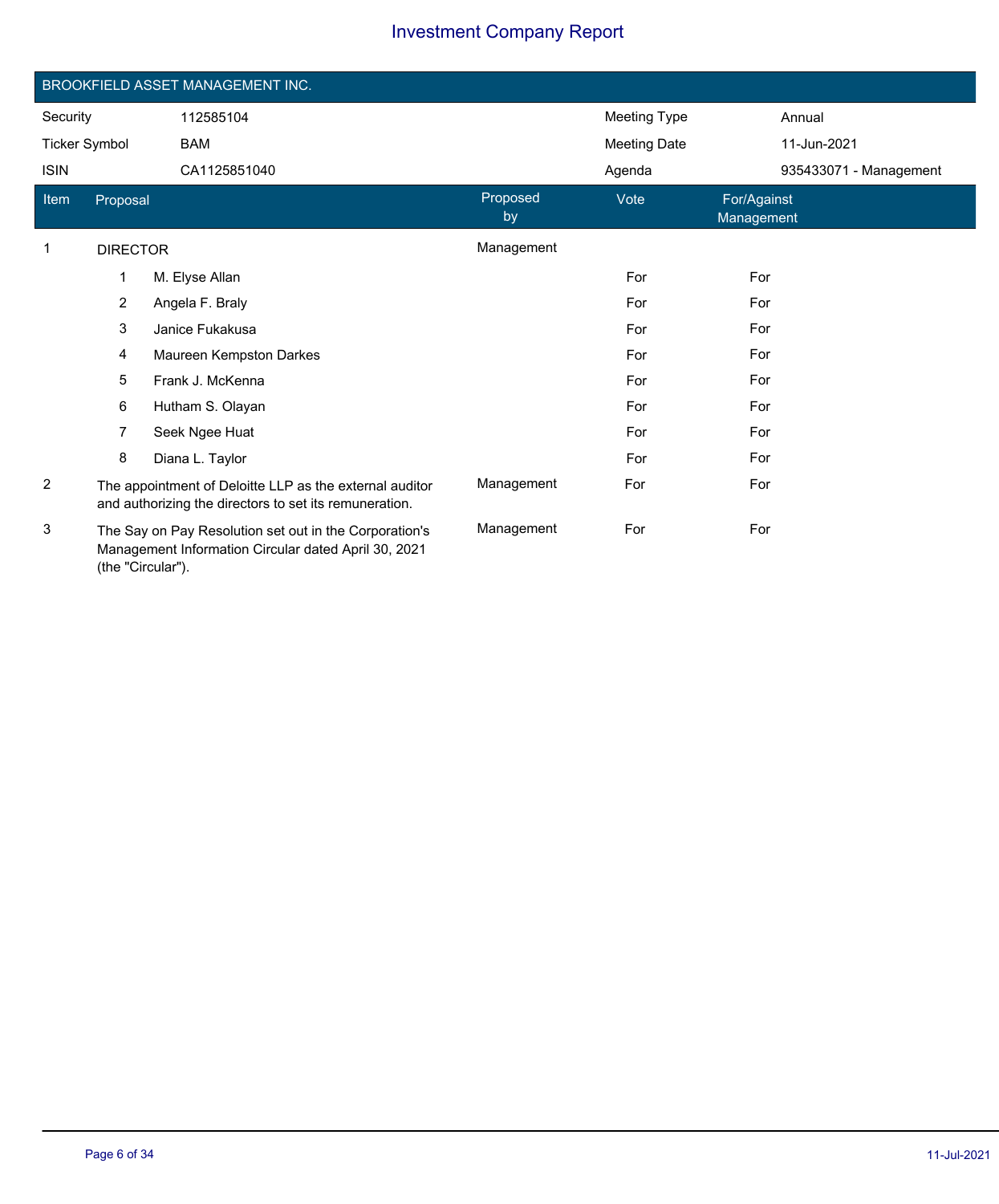# Investment Company Report

## BROOKFIELD ASSET MANAGEMENT INC.

| | | | |
|---|---|---|---|
| Security | 112585104 | Meeting Type | Annual |
| Ticker Symbol | BAM | Meeting Date | 11-Jun-2021 |
| ISIN | CA1125851040 | Agenda | 935433071 - Management |

| Item | Proposal | Proposed by | Vote | For/Against Management |
|---|---|---|---|---|
| 1 | DIRECTOR | Management | | |
| | 1 M. Elyse Allan | | For | For |
| | 2 Angela F. Braly | | For | For |
| | 3 Janice Fukakusa | | For | For |
| | 4 Maureen Kempston Darkes | | For | For |
| | 5 Frank J. McKenna | | For | For |
| | 6 Hutham S. Olayan | | For | For |
| | 7 Seek Ngee Huat | | For | For |
| | 8 Diana L. Taylor | | For | For |
| 2 | The appointment of Deloitte LLP as the external auditor and authorizing the directors to set its remuneration. | Management | For | For |
| 3 | The Say on Pay Resolution set out in the Corporation's Management Information Circular dated April 30, 2021 (the "Circular"). | Management | For | For |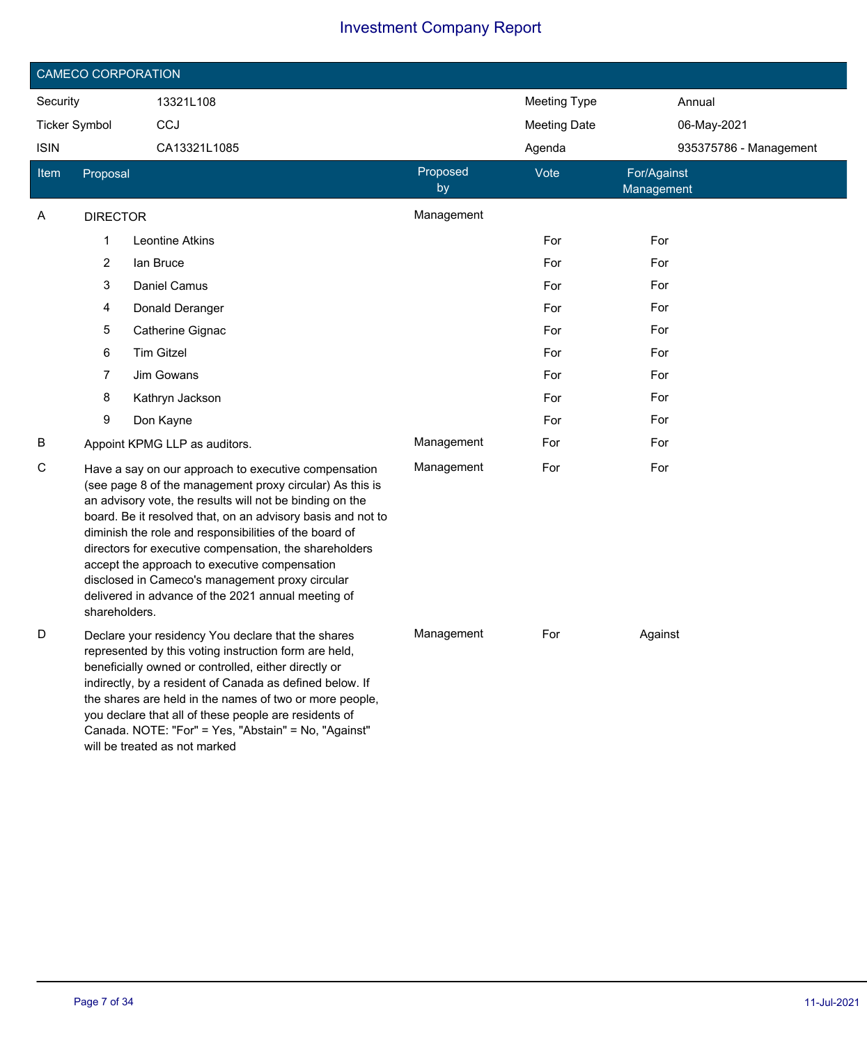# Investment Company Report

## CAMECO CORPORATION

| | | | |
|---|---|---|---|
| Security | 13321L108 | Meeting Type | Annual |
| Ticker Symbol | CCJ | Meeting Date | 06-May-2021 |
| ISIN | CA13321L1085 | Agenda | 935375786 - Management |

| Item | Proposal | Proposed by | Vote | For/Against Management |
|---|---|---|---|---|
| A | DIRECTOR | Management | | |
| | 1 Leontine Atkins | | For | For |
| | 2 Ian Bruce | | For | For |
| | 3 Daniel Camus | | For | For |
| | 4 Donald Deranger | | For | For |
| | 5 Catherine Gignac | | For | For |
| | 6 Tim Gitzel | | For | For |
| | 7 Jim Gowans | | For | For |
| | 8 Kathryn Jackson | | For | For |
| | 9 Don Kayne | | For | For |
| B | Appoint KPMG LLP as auditors. | Management | For | For |
| C | Have a say on our approach to executive compensation (see page 8 of the management proxy circular) As this is an advisory vote, the results will not be binding on the board. Be it resolved that, on an advisory basis and not to diminish the role and responsibilities of the board of directors for executive compensation, the shareholders accept the approach to executive compensation disclosed in Cameco's management proxy circular delivered in advance of the 2021 annual meeting of shareholders. | Management | For | For |
| D | Declare your residency You declare that the shares represented by this voting instruction form are held, beneficially owned or controlled, either directly or indirectly, by a resident of Canada as defined below. If the shares are held in the names of two or more people, you declare that all of these people are residents of Canada. NOTE: "For" = Yes, "Abstain" = No, "Against" will be treated as not marked | Management | For | Against |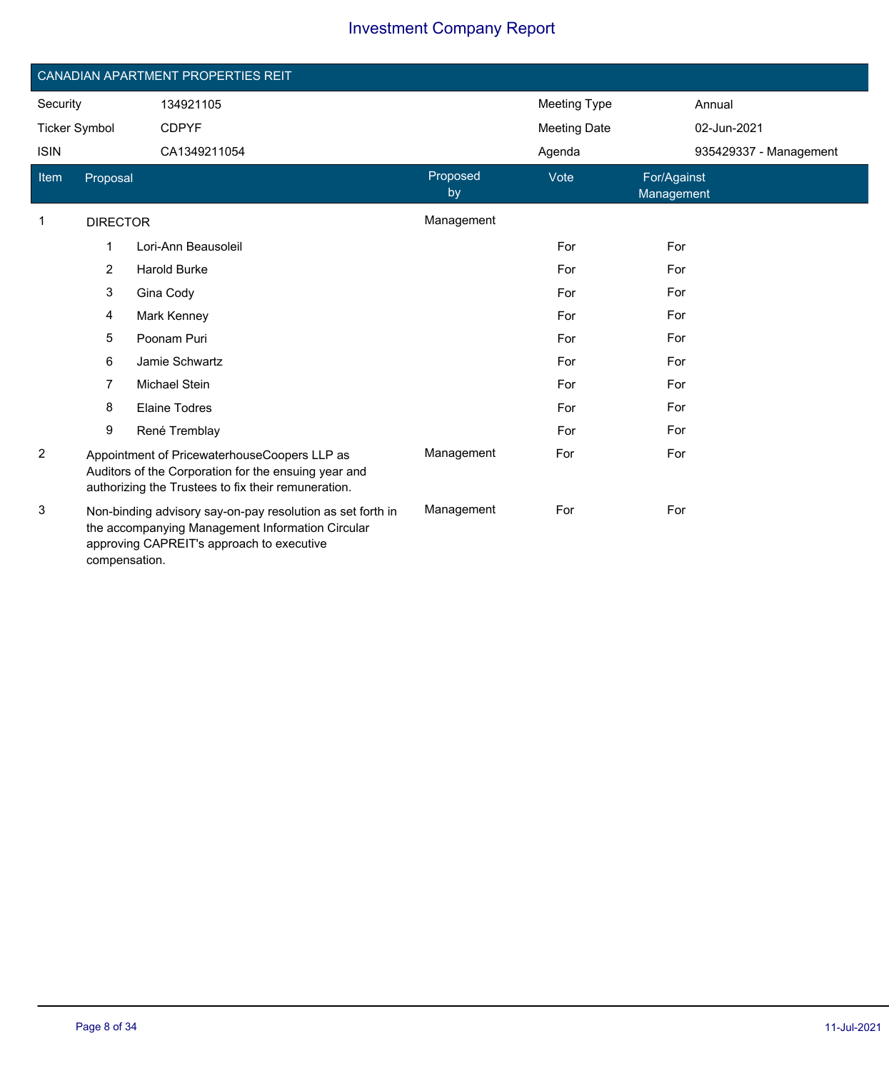# Investment Company Report

## CANADIAN APARTMENT PROPERTIES REIT

| | | | |
|---|---|---|---|
| Security | 134921105 | Meeting Type | Annual |
| Ticker Symbol | CDPYF | Meeting Date | 02-Jun-2021 |
| ISIN | CA1349211054 | Agenda | 935429337 - Management |

| Item | Proposal | Proposed by | Vote | For/Against Management |
|---|---|---|---|---|
| 1 | DIRECTOR | Management | | |
| | 1 Lori-Ann Beausoleil | | For | For |
| | 2 Harold Burke | | For | For |
| | 3 Gina Cody | | For | For |
| | 4 Mark Kenney | | For | For |
| | 5 Poonam Puri | | For | For |
| | 6 Jamie Schwartz | | For | For |
| | 7 Michael Stein | | For | For |
| | 8 Elaine Todres | | For | For |
| | 9 René Tremblay | | For | For |
| 2 | Appointment of PricewaterhouseCoopers LLP as Auditors of the Corporation for the ensuing year and authorizing the Trustees to fix their remuneration. | Management | For | For |
| 3 | Non-binding advisory say-on-pay resolution as set forth in the accompanying Management Information Circular approving CAPREIT's approach to executive compensation. | Management | For | For |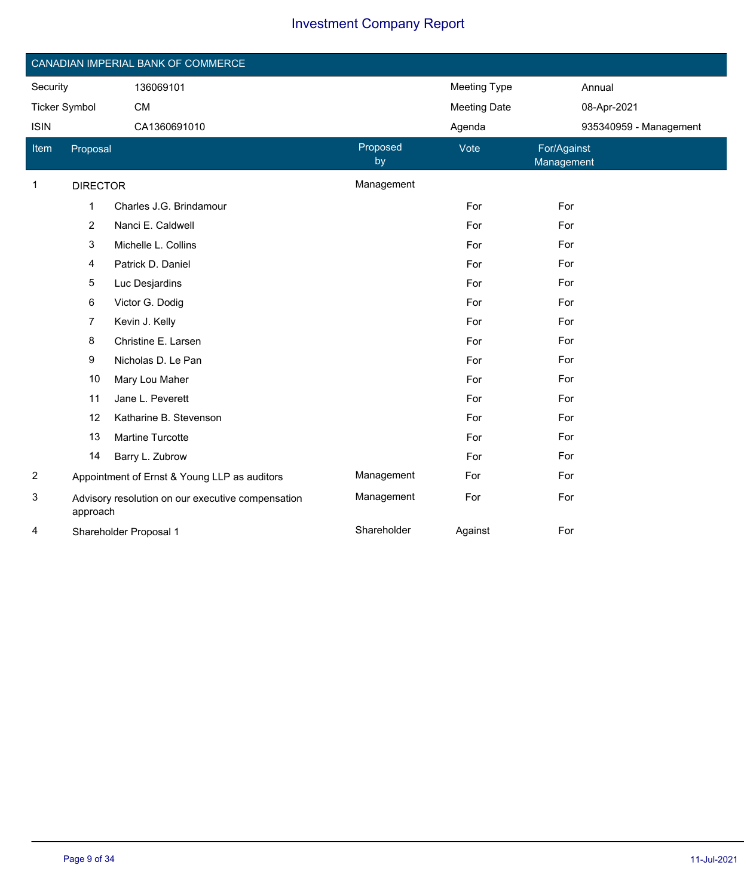# Investment Company Report

## CANADIAN IMPERIAL BANK OF COMMERCE

| Security | 136069101 | Meeting Type | Annual |
|---|---|---|---|
| Ticker Symbol | CM | Meeting Date | 08-Apr-2021 |
| ISIN | CA1360691010 | Agenda | 935340959 - Management |

| Item | Proposal | Proposed by | Vote | For/Against Management |
|---|---|---|---|---|
| 1 | DIRECTOR | Management | | |
| | 1 Charles J.G. Brindamour | | For | For |
| | 2 Nanci E. Caldwell | | For | For |
| | 3 Michelle L. Collins | | For | For |
| | 4 Patrick D. Daniel | | For | For |
| | 5 Luc Desjardins | | For | For |
| | 6 Victor G. Dodig | | For | For |
| | 7 Kevin J. Kelly | | For | For |
| | 8 Christine E. Larsen | | For | For |
| | 9 Nicholas D. Le Pan | | For | For |
| | 10 Mary Lou Maher | | For | For |
| | 11 Jane L. Peverett | | For | For |
| | 12 Katharine B. Stevenson | | For | For |
| | 13 Martine Turcotte | | For | For |
| | 14 Barry L. Zubrow | | For | For |
| 2 | Appointment of Ernst & Young LLP as auditors | Management | For | For |
| 3 | Advisory resolution on our executive compensation approach | Management | For | For |
| 4 | Shareholder Proposal 1 | Shareholder | Against | For |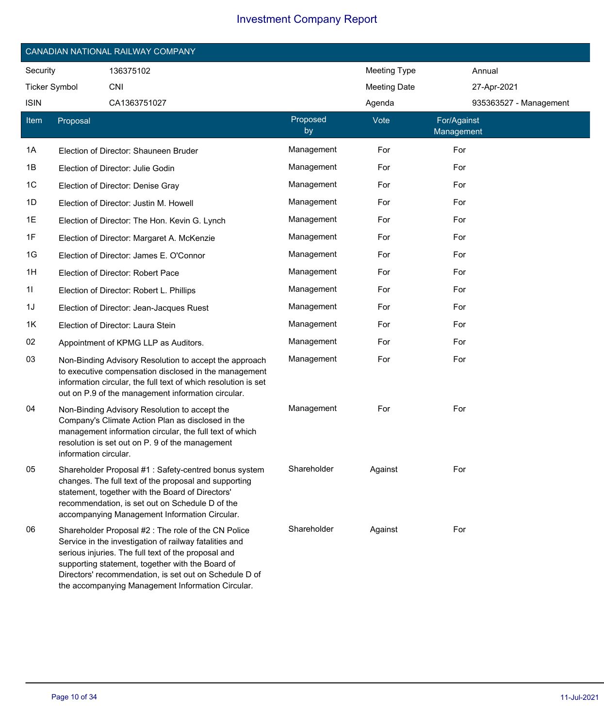# Investment Company Report

## CANADIAN NATIONAL RAILWAY COMPANY

| | | | |
|---|---|---|---|
| Security | 136375102 | Meeting Type | Annual |
| Ticker Symbol | CNI | Meeting Date | 27-Apr-2021 |
| ISIN | CA1363751027 | Agenda | 935363527 - Management |

| Item | Proposal | Proposed by | Vote | For/Against Management |
|---|---|---|---|---|
| 1A | Election of Director: Shauneen Bruder | Management | For | For |
| 1B | Election of Director: Julie Godin | Management | For | For |
| 1C | Election of Director: Denise Gray | Management | For | For |
| 1D | Election of Director: Justin M. Howell | Management | For | For |
| 1E | Election of Director: The Hon. Kevin G. Lynch | Management | For | For |
| 1F | Election of Director: Margaret A. McKenzie | Management | For | For |
| 1G | Election of Director: James E. O'Connor | Management | For | For |
| 1H | Election of Director: Robert Pace | Management | For | For |
| 1I | Election of Director: Robert L. Phillips | Management | For | For |
| 1J | Election of Director: Jean-Jacques Ruest | Management | For | For |
| 1K | Election of Director: Laura Stein | Management | For | For |
| 02 | Appointment of KPMG LLP as Auditors. | Management | For | For |
| 03 | Non-Binding Advisory Resolution to accept the approach to executive compensation disclosed in the management information circular, the full text of which resolution is set out on P.9 of the management information circular. | Management | For | For |
| 04 | Non-Binding Advisory Resolution to accept the Company's Climate Action Plan as disclosed in the management information circular, the full text of which resolution is set out on P. 9 of the management information circular. | Management | For | For |
| 05 | Shareholder Proposal #1 : Safety-centred bonus system changes. The full text of the proposal and supporting statement, together with the Board of Directors' recommendation, is set out on Schedule D of the accompanying Management Information Circular. | Shareholder | Against | For |
| 06 | Shareholder Proposal #2 : The role of the CN Police Service in the investigation of railway fatalities and serious injuries. The full text of the proposal and supporting statement, together with the Board of Directors' recommendation, is set out on Schedule D of the accompanying Management Information Circular. | Shareholder | Against | For |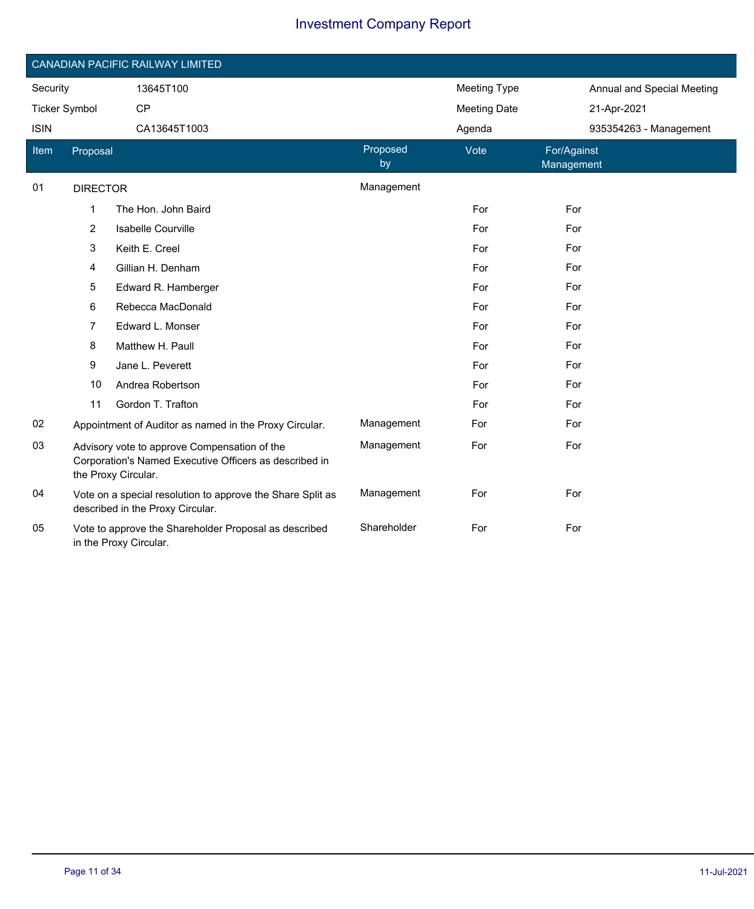# Investment Company Report

## CANADIAN PACIFIC RAILWAY LIMITED

| | | | |
|---|---|---|---|
| Security | 13645T100 | Meeting Type | Annual and Special Meeting |
| Ticker Symbol | CP | Meeting Date | 21-Apr-2021 |
| ISIN | CA13645T1003 | Agenda | 935354263 - Management |

| Item | Proposal | Proposed by | Vote | For/Against Management |
|---|---|---|---|---|
| 01 | DIRECTOR | Management | | |
| | 1 The Hon. John Baird | | For | For |
| | 2 Isabelle Courville | | For | For |
| | 3 Keith E. Creel | | For | For |
| | 4 Gillian H. Denham | | For | For |
| | 5 Edward R. Hamberger | | For | For |
| | 6 Rebecca MacDonald | | For | For |
| | 7 Edward L. Monser | | For | For |
| | 8 Matthew H. Paull | | For | For |
| | 9 Jane L. Peverett | | For | For |
| | 10 Andrea Robertson | | For | For |
| | 11 Gordon T. Trafton | | For | For |
| 02 | Appointment of Auditor as named in the Proxy Circular. | Management | For | For |
| 03 | Advisory vote to approve Compensation of the Corporation's Named Executive Officers as described in the Proxy Circular. | Management | For | For |
| 04 | Vote on a special resolution to approve the Share Split as described in the Proxy Circular. | Management | For | For |
| 05 | Vote to approve the Shareholder Proposal as described in the Proxy Circular. | Shareholder | For | For |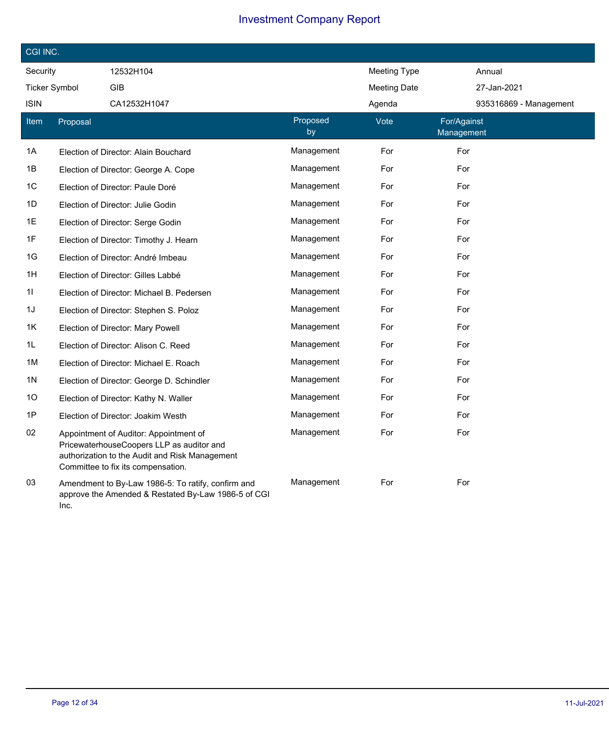# Investment Company Report

## CGI INC.

| | | | |
|---|---|---|---|
| Security | 12532H104 | Meeting Type | Annual |
| Ticker Symbol | GIB | Meeting Date | 27-Jan-2021 |
| ISIN | CA12532H1047 | Agenda | 935316869 - Management |

| Item | Proposal | Proposed by | Vote | For/Against Management |
|---|---|---|---|---|
| 1A | Election of Director: Alain Bouchard | Management | For | For |
| 1B | Election of Director: George A. Cope | Management | For | For |
| 1C | Election of Director: Paule Doré | Management | For | For |
| 1D | Election of Director: Julie Godin | Management | For | For |
| 1E | Election of Director: Serge Godin | Management | For | For |
| 1F | Election of Director: Timothy J. Hearn | Management | For | For |
| 1G | Election of Director: André Imbeau | Management | For | For |
| 1H | Election of Director: Gilles Labbé | Management | For | For |
| 1I | Election of Director: Michael B. Pedersen | Management | For | For |
| 1J | Election of Director: Stephen S. Poloz | Management | For | For |
| 1K | Election of Director: Mary Powell | Management | For | For |
| 1L | Election of Director: Alison C. Reed | Management | For | For |
| 1M | Election of Director: Michael E. Roach | Management | For | For |
| 1N | Election of Director: George D. Schindler | Management | For | For |
| 1O | Election of Director: Kathy N. Waller | Management | For | For |
| 1P | Election of Director: Joakim Westh | Management | For | For |
| 02 | Appointment of Auditor: Appointment of PricewaterhouseCoopers LLP as auditor and authorization to the Audit and Risk Management Committee to fix its compensation. | Management | For | For |
| 03 | Amendment to By-Law 1986-5: To ratify, confirm and approve the Amended & Restated By-Law 1986-5 of CGI Inc. | Management | For | For |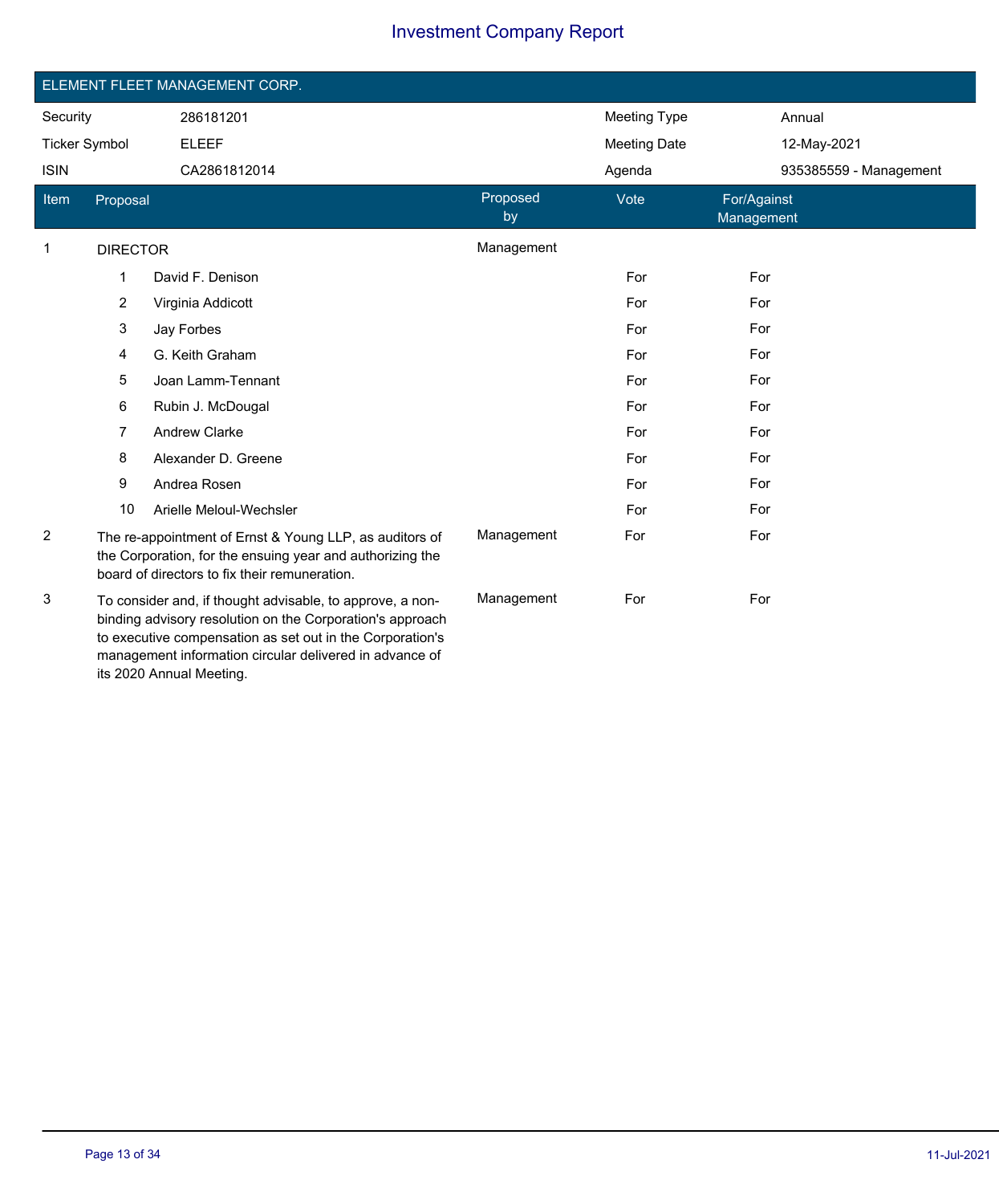# Investment Company Report

## ELEMENT FLEET MANAGEMENT CORP.

| | | | |
|---|---|---|---|
| Security | 286181201 | Meeting Type | Annual |
| Ticker Symbol | ELEEF | Meeting Date | 12-May-2021 |
| ISIN | CA2861812014 | Agenda | 935385559 - Management |

| Item | Proposal | Proposed by | Vote | For/Against Management |
|---|---|---|---|---|
| 1 | DIRECTOR | Management | | |
| | 1 David F. Denison | | For | For |
| | 2 Virginia Addicott | | For | For |
| | 3 Jay Forbes | | For | For |
| | 4 G. Keith Graham | | For | For |
| | 5 Joan Lamm-Tennant | | For | For |
| | 6 Rubin J. McDougal | | For | For |
| | 7 Andrew Clarke | | For | For |
| | 8 Alexander D. Greene | | For | For |
| | 9 Andrea Rosen | | For | For |
| | 10 Arielle Meloul-Wechsler | | For | For |
| 2 | The re-appointment of Ernst & Young LLP, as auditors of the Corporation, for the ensuing year and authorizing the board of directors to fix their remuneration. | Management | For | For |
| 3 | To consider and, if thought advisable, to approve, a non-binding advisory resolution on the Corporation's approach to executive compensation as set out in the Corporation's management information circular delivered in advance of its 2020 Annual Meeting. | Management | For | For |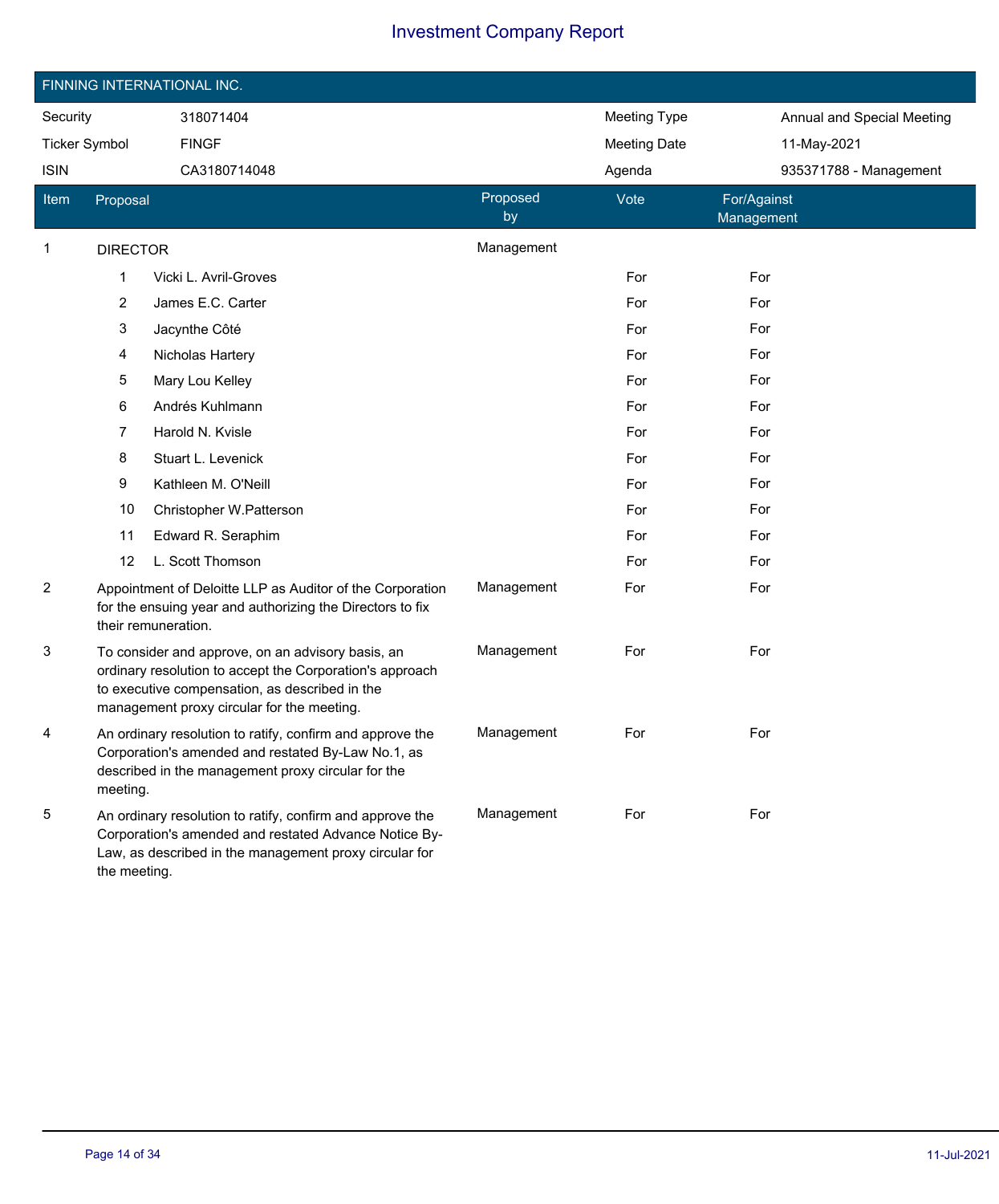# Investment Company Report

## FINNING INTERNATIONAL INC.

| | | | |
|---|---|---|---|
| Security | 318071404 | Meeting Type | Annual and Special Meeting |
| Ticker Symbol | FINGF | Meeting Date | 11-May-2021 |
| ISIN | CA3180714048 | Agenda | 935371788 - Management |

| Item | Proposal | Proposed by | Vote | For/Against Management |
|---|---|---|---|---|
| 1 | DIRECTOR | Management | | |
| | 1 Vicki L. Avril-Groves | | For | For |
| | 2 James E.C. Carter | | For | For |
| | 3 Jacynthe Côté | | For | For |
| | 4 Nicholas Hartery | | For | For |
| | 5 Mary Lou Kelley | | For | For |
| | 6 Andrés Kuhlmann | | For | For |
| | 7 Harold N. Kvisle | | For | For |
| | 8 Stuart L. Levenick | | For | For |
| | 9 Kathleen M. O'Neill | | For | For |
| | 10 Christopher W.Patterson | | For | For |
| | 11 Edward R. Seraphim | | For | For |
| | 12 L. Scott Thomson | | For | For |
| 2 | Appointment of Deloitte LLP as Auditor of the Corporation for the ensuing year and authorizing the Directors to fix their remuneration. | Management | For | For |
| 3 | To consider and approve, on an advisory basis, an ordinary resolution to accept the Corporation's approach to executive compensation, as described in the management proxy circular for the meeting. | Management | For | For |
| 4 | An ordinary resolution to ratify, confirm and approve the Corporation's amended and restated By-Law No.1, as described in the management proxy circular for the meeting. | Management | For | For |
| 5 | An ordinary resolution to ratify, confirm and approve the Corporation's amended and restated Advance Notice By-Law, as described in the management proxy circular for the meeting. | Management | For | For |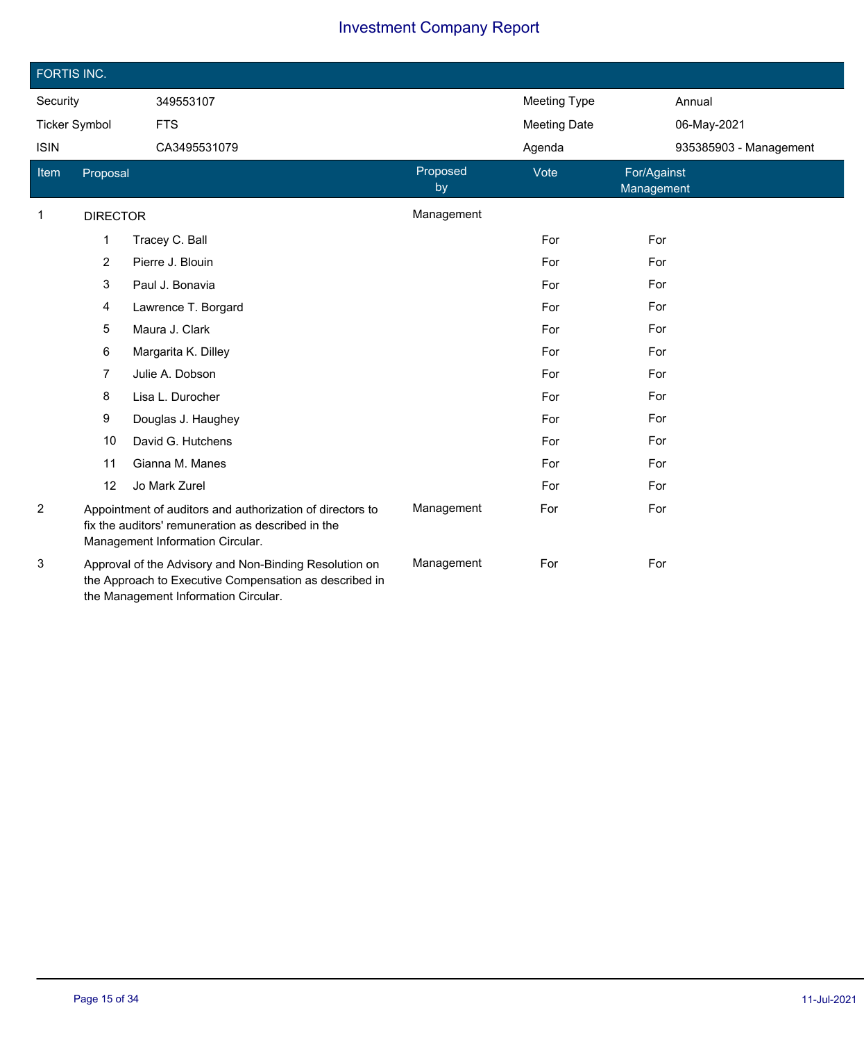# Investment Company Report

## FORTIS INC.

| | | | |
|---|---|---|---|
| Security | 349553107 | Meeting Type | Annual |
| Ticker Symbol | FTS | Meeting Date | 06-May-2021 |
| ISIN | CA3495531079 | Agenda | 935385903 - Management |

| Item | Proposal | Proposed by | Vote | For/Against Management |
|---|---|---|---|---|
| 1 | DIRECTOR | Management | | |
| | 1 Tracey C. Ball | | For | For |
| | 2 Pierre J. Blouin | | For | For |
| | 3 Paul J. Bonavia | | For | For |
| | 4 Lawrence T. Borgard | | For | For |
| | 5 Maura J. Clark | | For | For |
| | 6 Margarita K. Dilley | | For | For |
| | 7 Julie A. Dobson | | For | For |
| | 8 Lisa L. Durocher | | For | For |
| | 9 Douglas J. Haughey | | For | For |
| | 10 David G. Hutchens | | For | For |
| | 11 Gianna M. Manes | | For | For |
| | 12 Jo Mark Zurel | | For | For |
| 2 | Appointment of auditors and authorization of directors to fix the auditors' remuneration as described in the Management Information Circular. | Management | For | For |
| 3 | Approval of the Advisory and Non-Binding Resolution on the Approach to Executive Compensation as described in the Management Information Circular. | Management | For | For |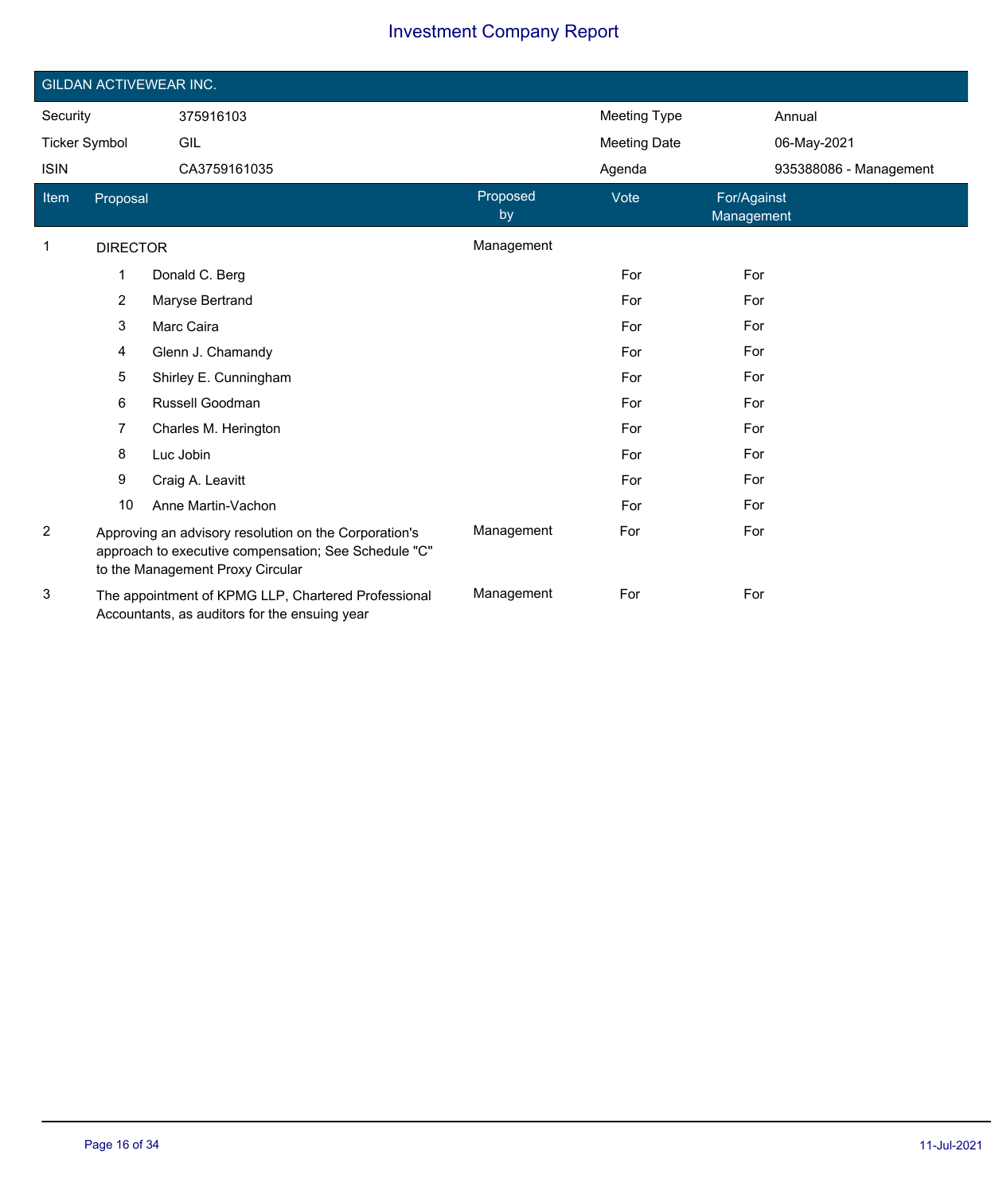# Investment Company Report

## GILDAN ACTIVEWEAR INC.

| Security | 375916103 | Meeting Type | Annual |
|---|---|---|---|
| Ticker Symbol | GIL | Meeting Date | 06-May-2021 |
| ISIN | CA3759161035 | Agenda | 935388086 - Management |

| Item | Proposal | Proposed by | Vote | For/Against Management |
|---|---|---|---|---|
| 1 | DIRECTOR | Management | | |
| | 1 Donald C. Berg | | For | For |
| | 2 Maryse Bertrand | | For | For |
| | 3 Marc Caira | | For | For |
| | 4 Glenn J. Chamandy | | For | For |
| | 5 Shirley E. Cunningham | | For | For |
| | 6 Russell Goodman | | For | For |
| | 7 Charles M. Herington | | For | For |
| | 8 Luc Jobin | | For | For |
| | 9 Craig A. Leavitt | | For | For |
| | 10 Anne Martin-Vachon | | For | For |
| 2 | Approving an advisory resolution on the Corporation's approach to executive compensation; See Schedule "C" to the Management Proxy Circular | Management | For | For |
| 3 | The appointment of KPMG LLP, Chartered Professional Accountants, as auditors for the ensuing year | Management | For | For |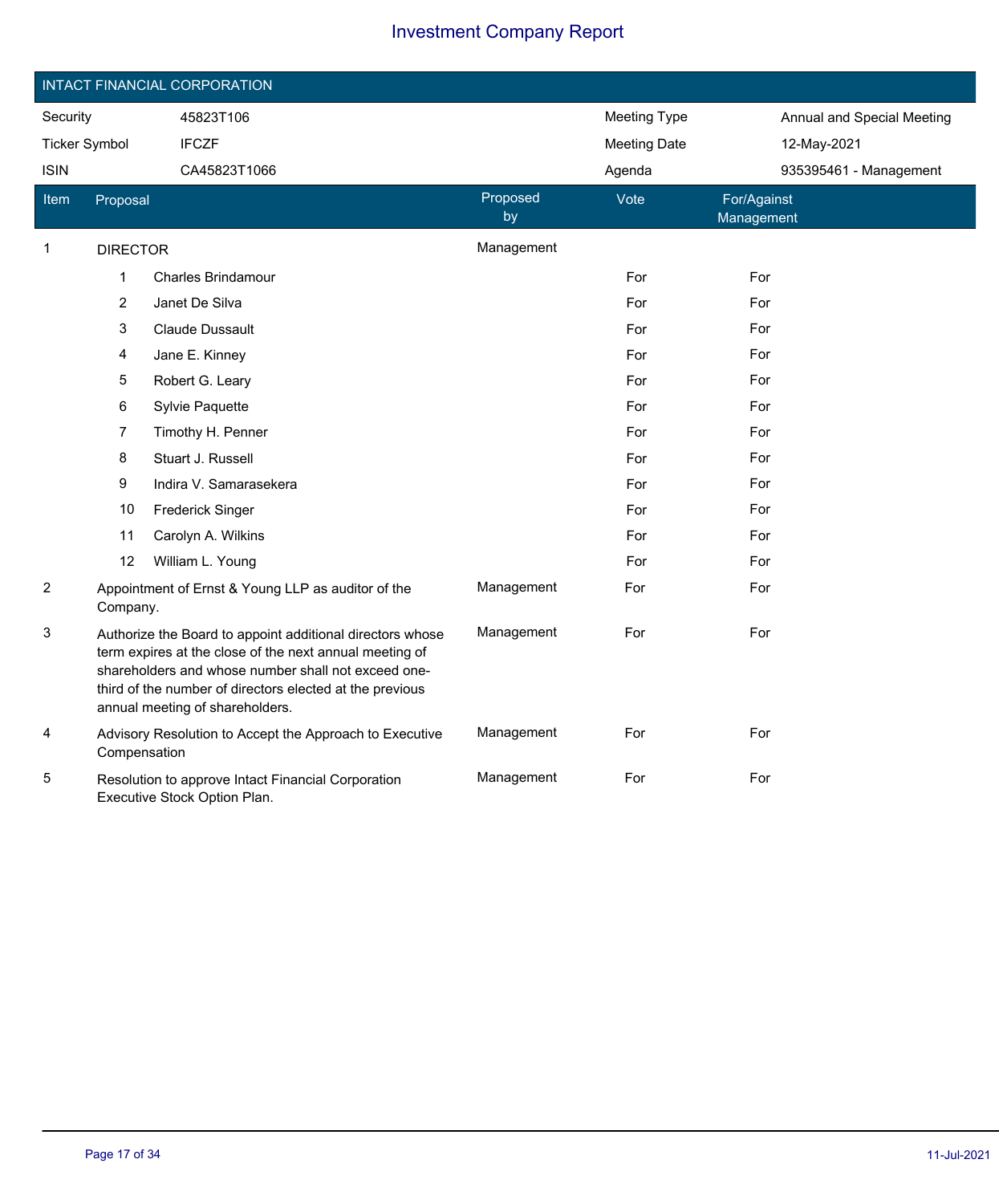## INTACT FINANCIAL CORPORATION

| | | | |
|---|---|---|---|
| Security | 45823T106 | Meeting Type | Annual and Special Meeting |
| Ticker Symbol | IFCZF | Meeting Date | 12-May-2021 |
| ISIN | CA45823T1066 | Agenda | 935395461 - Management |

| Item | Proposal | Proposed by | Vote | For/Against Management |
|---|---|---|---|---|
| 1 | DIRECTOR | Management | | |
| | 1 Charles Brindamour | | For | For |
| | 2 Janet De Silva | | For | For |
| | 3 Claude Dussault | | For | For |
| | 4 Jane E. Kinney | | For | For |
| | 5 Robert G. Leary | | For | For |
| | 6 Sylvie Paquette | | For | For |
| | 7 Timothy H. Penner | | For | For |
| | 8 Stuart J. Russell | | For | For |
| | 9 Indira V. Samarasekera | | For | For |
| | 10 Frederick Singer | | For | For |
| | 11 Carolyn A. Wilkins | | For | For |
| | 12 William L. Young | | For | For |
| 2 | Appointment of Ernst & Young LLP as auditor of the Company. | Management | For | For |
| 3 | Authorize the Board to appoint additional directors whose term expires at the close of the next annual meeting of shareholders and whose number shall not exceed one-third of the number of directors elected at the previous annual meeting of shareholders. | Management | For | For |
| 4 | Advisory Resolution to Accept the Approach to Executive Compensation | Management | For | For |
| 5 | Resolution to approve Intact Financial Corporation Executive Stock Option Plan. | Management | For | For |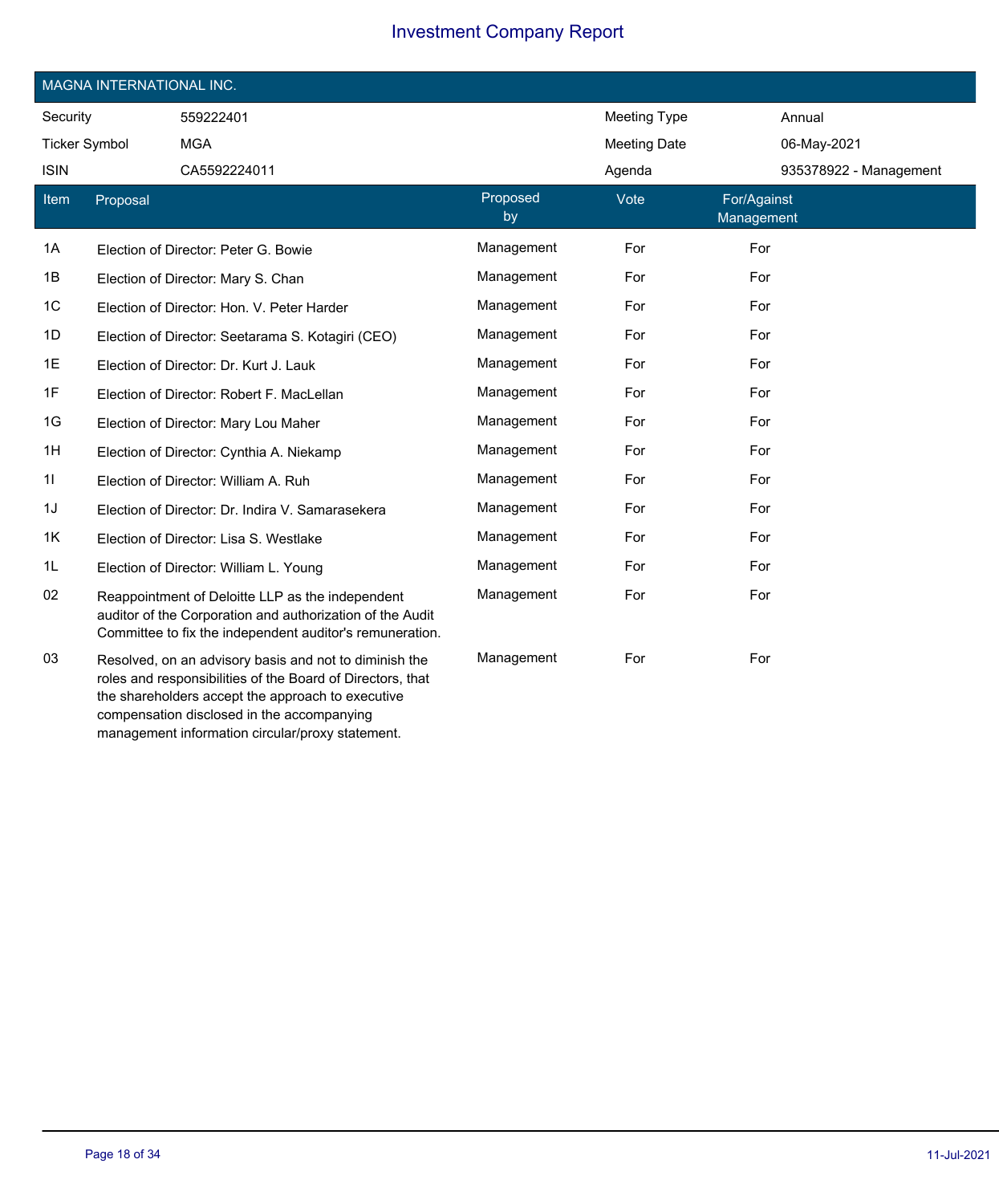# Investment Company Report

## MAGNA INTERNATIONAL INC.

| | | | |
|---|---|---|---|
| Security | 559222401 | Meeting Type | Annual |
| Ticker Symbol | MGA | Meeting Date | 06-May-2021 |
| ISIN | CA5592224011 | Agenda | 935378922 - Management |

| Item | Proposal | Proposed by | Vote | For/Against Management |
|---|---|---|---|---|
| 1A | Election of Director: Peter G. Bowie | Management | For | For |
| 1B | Election of Director: Mary S. Chan | Management | For | For |
| 1C | Election of Director: Hon. V. Peter Harder | Management | For | For |
| 1D | Election of Director: Seetarama S. Kotagiri (CEO) | Management | For | For |
| 1E | Election of Director: Dr. Kurt J. Lauk | Management | For | For |
| 1F | Election of Director: Robert F. MacLellan | Management | For | For |
| 1G | Election of Director: Mary Lou Maher | Management | For | For |
| 1H | Election of Director: Cynthia A. Niekamp | Management | For | For |
| 1I | Election of Director: William A. Ruh | Management | For | For |
| 1J | Election of Director: Dr. Indira V. Samarasekera | Management | For | For |
| 1K | Election of Director: Lisa S. Westlake | Management | For | For |
| 1L | Election of Director: William L. Young | Management | For | For |
| 02 | Reappointment of Deloitte LLP as the independent auditor of the Corporation and authorization of the Audit Committee to fix the independent auditor's remuneration. | Management | For | For |
| 03 | Resolved, on an advisory basis and not to diminish the roles and responsibilities of the Board of Directors, that the shareholders accept the approach to executive compensation disclosed in the accompanying management information circular/proxy statement. | Management | For | For |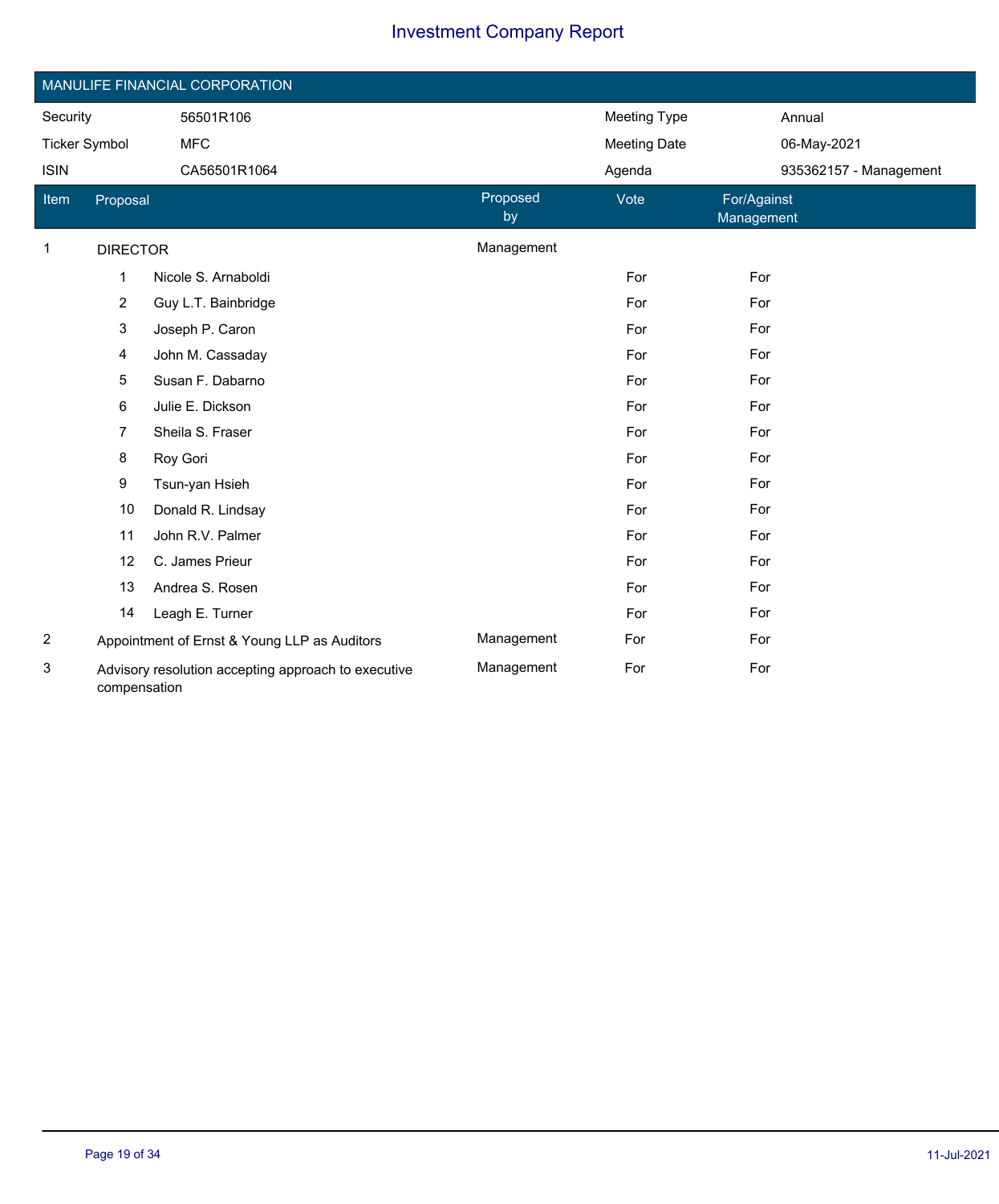# Investment Company Report

## MANUFLIFE FINANCIAL CORPORATION

| Security | 56501R106 | Meeting Type | Annual |
|---|---|---|---|
| Ticker Symbol | MFC | Meeting Date | 06-May-2021 |
| ISIN | CA56501R1064 | Agenda | 935362157 - Management |

| Item | Proposal | Proposed by | Vote | For/Against Management |
|---|---|---|---|---|
| 1 | DIRECTOR | Management | | |
| | 1 Nicole S. Arnaboldi | | For | For |
| | 2 Guy L.T. Bainbridge | | For | For |
| | 3 Joseph P. Caron | | For | For |
| | 4 John M. Cassaday | | For | For |
| | 5 Susan F. Dabarno | | For | For |
| | 6 Julie E. Dickson | | For | For |
| | 7 Sheila S. Fraser | | For | For |
| | 8 Roy Gori | | For | For |
| | 9 Tsun-yan Hsieh | | For | For |
| | 10 Donald R. Lindsay | | For | For |
| | 11 John R.V. Palmer | | For | For |
| | 12 C. James Prieur | | For | For |
| | 13 Andrea S. Rosen | | For | For |
| | 14 Leagh E. Turner | | For | For |
| 2 | Appointment of Ernst & Young LLP as Auditors | Management | For | For |
| 3 | Advisory resolution accepting approach to executive compensation | Management | For | For |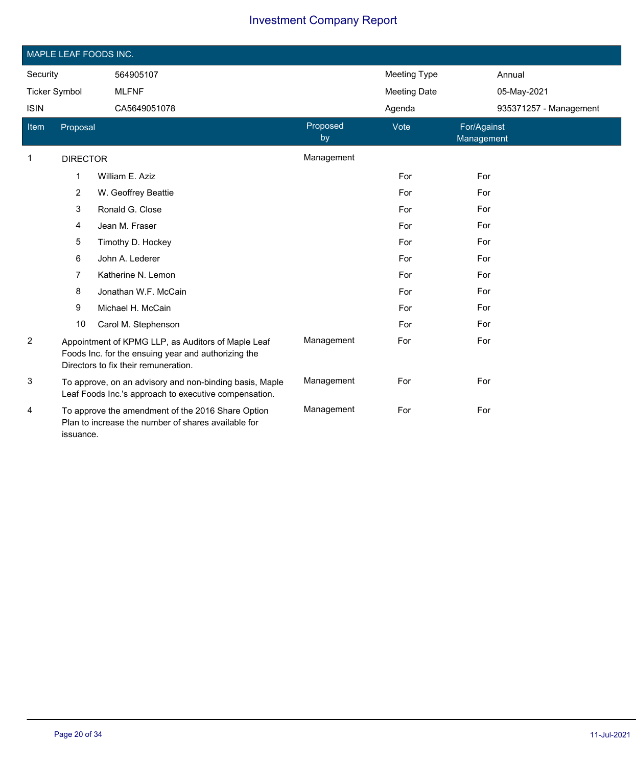# Investment Company Report

## MAPLE LEAF FOODS INC.

| Security | 564905107 | Meeting Type | Annual |
|---|---|---|---|
| Ticker Symbol | MLFNF | Meeting Date | 05-May-2021 |
| ISIN | CA5649051078 | Agenda | 935371257 - Management |

| Item | Proposal | Proposed by | Vote | For/Against Management |
|---|---|---|---|---|
| 1 | DIRECTOR | Management | | |
| | 1 William E. Aziz | | For | For |
| | 2 W. Geoffrey Beattie | | For | For |
| | 3 Ronald G. Close | | For | For |
| | 4 Jean M. Fraser | | For | For |
| | 5 Timothy D. Hockey | | For | For |
| | 6 John A. Lederer | | For | For |
| | 7 Katherine N. Lemon | | For | For |
| | 8 Jonathan W.F. McCain | | For | For |
| | 9 Michael H. McCain | | For | For |
| | 10 Carol M. Stephenson | | For | For |
| 2 | Appointment of KPMG LLP, as Auditors of Maple Leaf Foods Inc. for the ensuing year and authorizing the Directors to fix their remuneration. | Management | For | For |
| 3 | To approve, on an advisory and non-binding basis, Maple Leaf Foods Inc.'s approach to executive compensation. | Management | For | For |
| 4 | To approve the amendment of the 2016 Share Option Plan to increase the number of shares available for issuance. | Management | For | For |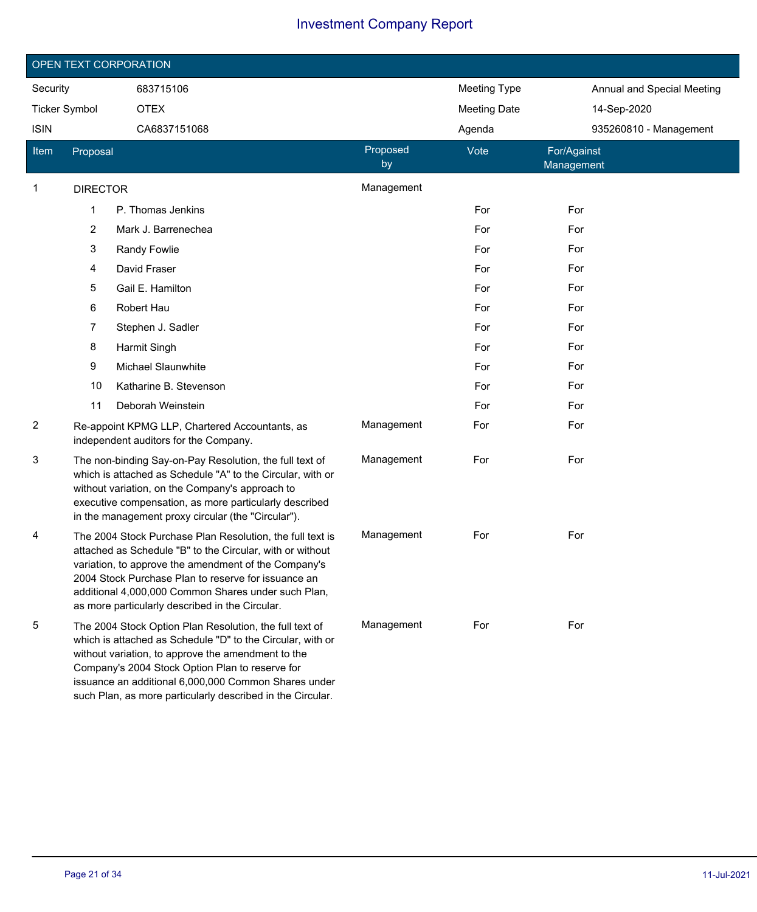# Investment Company Report

## OPEN TEXT CORPORATION

| | | | |
|---|---|---|---|
| Security | 683715106 | Meeting Type | Annual and Special Meeting |
| Ticker Symbol | OTEX | Meeting Date | 14-Sep-2020 |
| ISIN | CA6837151068 | Agenda | 935260810 - Management |

| Item | Proposal | Proposed by | Vote | For/Against Management |
|---|---|---|---|---|
| 1 | DIRECTOR | Management | | |
| | 1 P. Thomas Jenkins | | For | For |
| | 2 Mark J. Barrenechea | | For | For |
| | 3 Randy Fowlie | | For | For |
| | 4 David Fraser | | For | For |
| | 5 Gail E. Hamilton | | For | For |
| | 6 Robert Hau | | For | For |
| | 7 Stephen J. Sadler | | For | For |
| | 8 Harmit Singh | | For | For |
| | 9 Michael Slaunwhite | | For | For |
| | 10 Katharine B. Stevenson | | For | For |
| | 11 Deborah Weinstein | | For | For |
| 2 | Re-appoint KPMG LLP, Chartered Accountants, as independent auditors for the Company. | Management | For | For |
| 3 | The non-binding Say-on-Pay Resolution, the full text of which is attached as Schedule "A" to the Circular, with or without variation, on the Company's approach to executive compensation, as more particularly described in the management proxy circular (the "Circular"). | Management | For | For |
| 4 | The 2004 Stock Purchase Plan Resolution, the full text is attached as Schedule "B" to the Circular, with or without variation, to approve the amendment of the Company's 2004 Stock Purchase Plan to reserve for issuance an additional 4,000,000 Common Shares under such Plan, as more particularly described in the Circular. | Management | For | For |
| 5 | The 2004 Stock Option Plan Resolution, the full text of which is attached as Schedule "D" to the Circular, with or without variation, to approve the amendment to the Company's 2004 Stock Option Plan to reserve for issuance an additional 6,000,000 Common Shares under such Plan, as more particularly described in the Circular. | Management | For | For |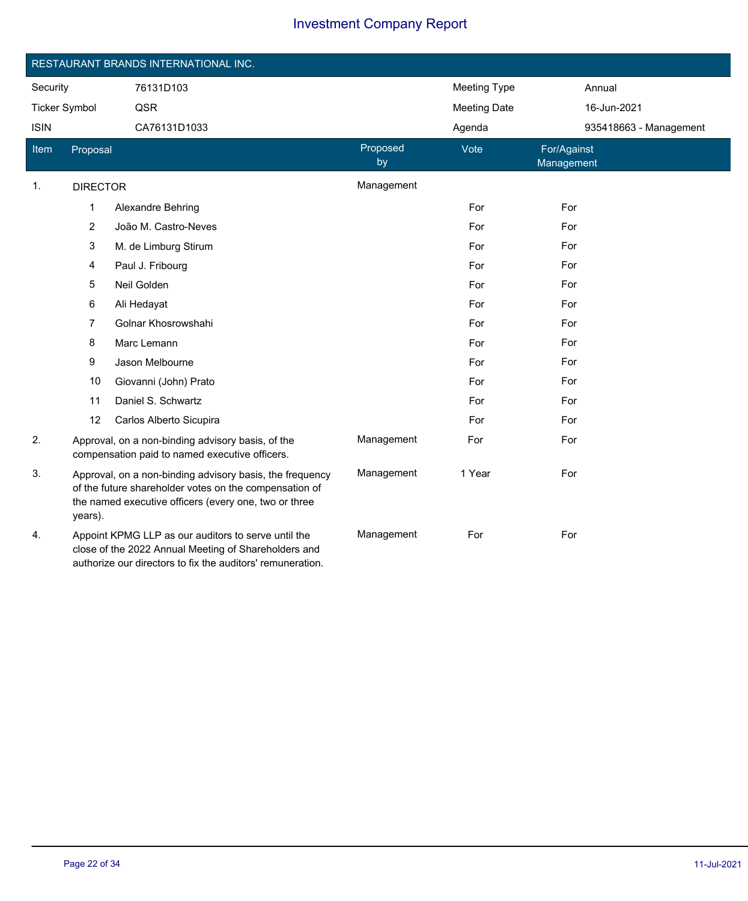# Investment Company Report

## RESTAURANT BRANDS INTERNATIONAL INC.

| | | | |
|---|---|---|---|
| Security | 76131D103 | Meeting Type | Annual |
| Ticker Symbol | QSR | Meeting Date | 16-Jun-2021 |
| ISIN | CA76131D1033 | Agenda | 935418663 - Management |

| Item | Proposal | Proposed by | Vote | For/Against Management |
|---|---|---|---|---|
| 1. | DIRECTOR | Management | | |
| | 1 Alexandre Behring | | For | For |
| | 2 João M. Castro-Neves | | For | For |
| | 3 M. de Limburg Stirum | | For | For |
| | 4 Paul J. Fribourg | | For | For |
| | 5 Neil Golden | | For | For |
| | 6 Ali Hedayat | | For | For |
| | 7 Golnar Khosrowshahi | | For | For |
| | 8 Marc Lemann | | For | For |
| | 9 Jason Melbourne | | For | For |
| | 10 Giovanni (John) Prato | | For | For |
| | 11 Daniel S. Schwartz | | For | For |
| | 12 Carlos Alberto Sicupira | | For | For |
| 2. | Approval, on a non-binding advisory basis, of the compensation paid to named executive officers. | Management | For | For |
| 3. | Approval, on a non-binding advisory basis, the frequency of the future shareholder votes on the compensation of the named executive officers (every one, two or three years). | Management | 1 Year | For |
| 4. | Appoint KPMG LLP as our auditors to serve until the close of the 2022 Annual Meeting of Shareholders and authorize our directors to fix the auditors' remuneration. | Management | For | For |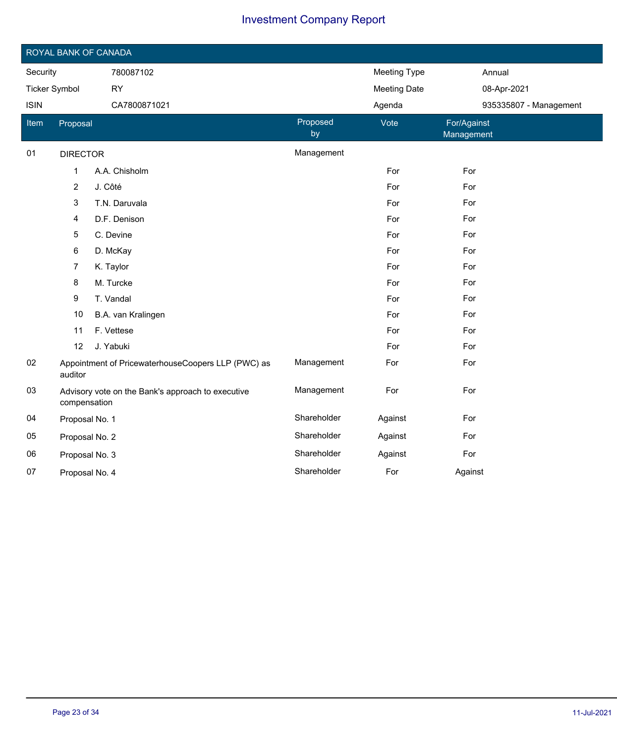# Investment Company Report

## ROYAL BANK OF CANADA

| | | | |
|---|---|---|---|
| Security | 780087102 | Meeting Type | Annual |
| Ticker Symbol | RY | Meeting Date | 08-Apr-2021 |
| ISIN | CA7800871021 | Agenda | 935335807 - Management |

| Item | Proposal | Proposed by | Vote | For/Against Management |
|---|---|---|---|---|
| 01 | DIRECTOR | Management | | |
| | 1 A.A. Chisholm | | For | For |
| | 2 J. Côté | | For | For |
| | 3 T.N. Daruvala | | For | For |
| | 4 D.F. Denison | | For | For |
| | 5 C. Devine | | For | For |
| | 6 D. McKay | | For | For |
| | 7 K. Taylor | | For | For |
| | 8 M. Turcke | | For | For |
| | 9 T. Vandal | | For | For |
| | 10 B.A. van Kralingen | | For | For |
| | 11 F. Vettese | | For | For |
| | 12 J. Yabuki | | For | For |
| 02 | Appointment of PricewaterhouseCoopers LLP (PWC) as auditor | Management | For | For |
| 03 | Advisory vote on the Bank's approach to executive compensation | Management | For | For |
| 04 | Proposal No. 1 | Shareholder | Against | For |
| 05 | Proposal No. 2 | Shareholder | Against | For |
| 06 | Proposal No. 3 | Shareholder | Against | For |
| 07 | Proposal No. 4 | Shareholder | For | Against |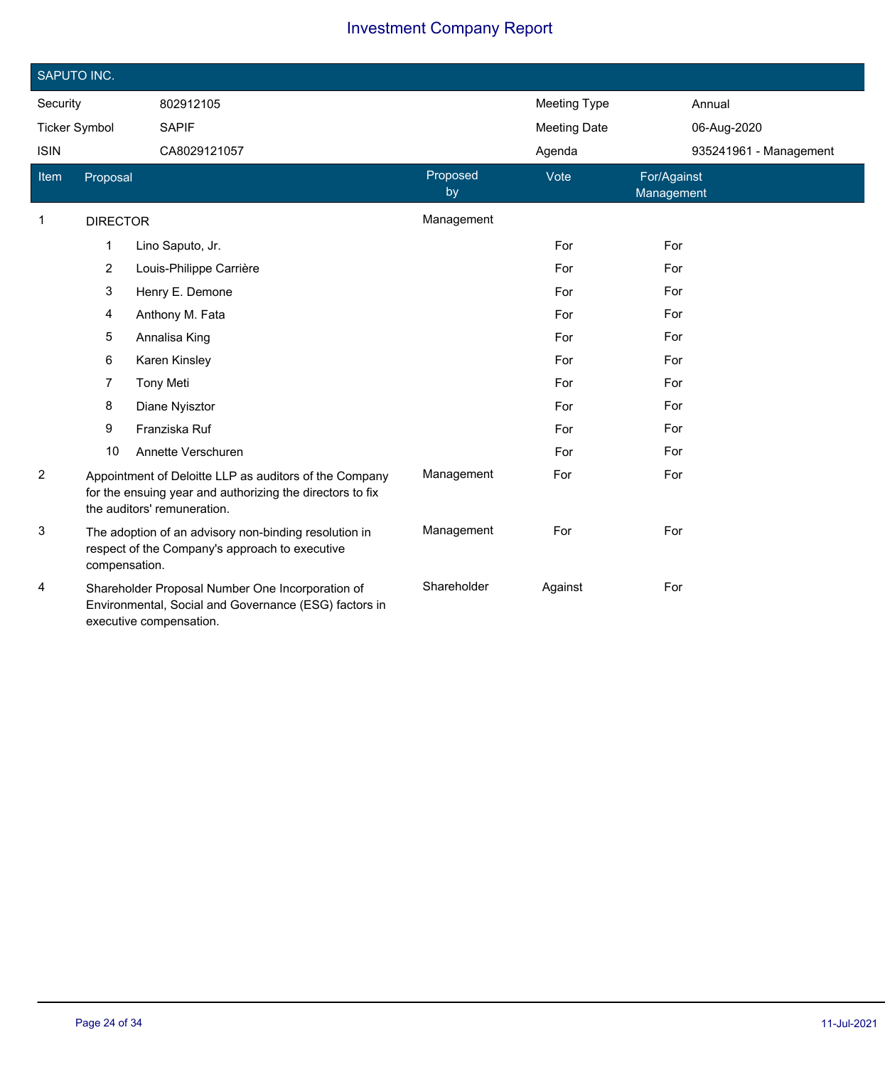# Investment Company Report

## SAPUTO INC.

| | | | |
|---|---|---|---|
| Security | 802912105 | Meeting Type | Annual |
| Ticker Symbol | SAPIF | Meeting Date | 06-Aug-2020 |
| ISIN | CA8029121057 | Agenda | 935241961 - Management |

| Item | Proposal | Proposed by | Vote | For/Against Management |
|---|---|---|---|---|
| 1 | DIRECTOR | Management | | |
| | 1 Lino Saputo, Jr. | | For | For |
| | 2 Louis-Philippe Carrière | | For | For |
| | 3 Henry E. Demone | | For | For |
| | 4 Anthony M. Fata | | For | For |
| | 5 Annalisa King | | For | For |
| | 6 Karen Kinsley | | For | For |
| | 7 Tony Meti | | For | For |
| | 8 Diane Nyisztor | | For | For |
| | 9 Franziska Ruf | | For | For |
| | 10 Annette Verschuren | | For | For |
| 2 | Appointment of Deloitte LLP as auditors of the Company for the ensuing year and authorizing the directors to fix the auditors' remuneration. | Management | For | For |
| 3 | The adoption of an advisory non-binding resolution in respect of the Company's approach to executive compensation. | Management | For | For |
| 4 | Shareholder Proposal Number One Incorporation of Environmental, Social and Governance (ESG) factors in executive compensation. | Shareholder | Against | For |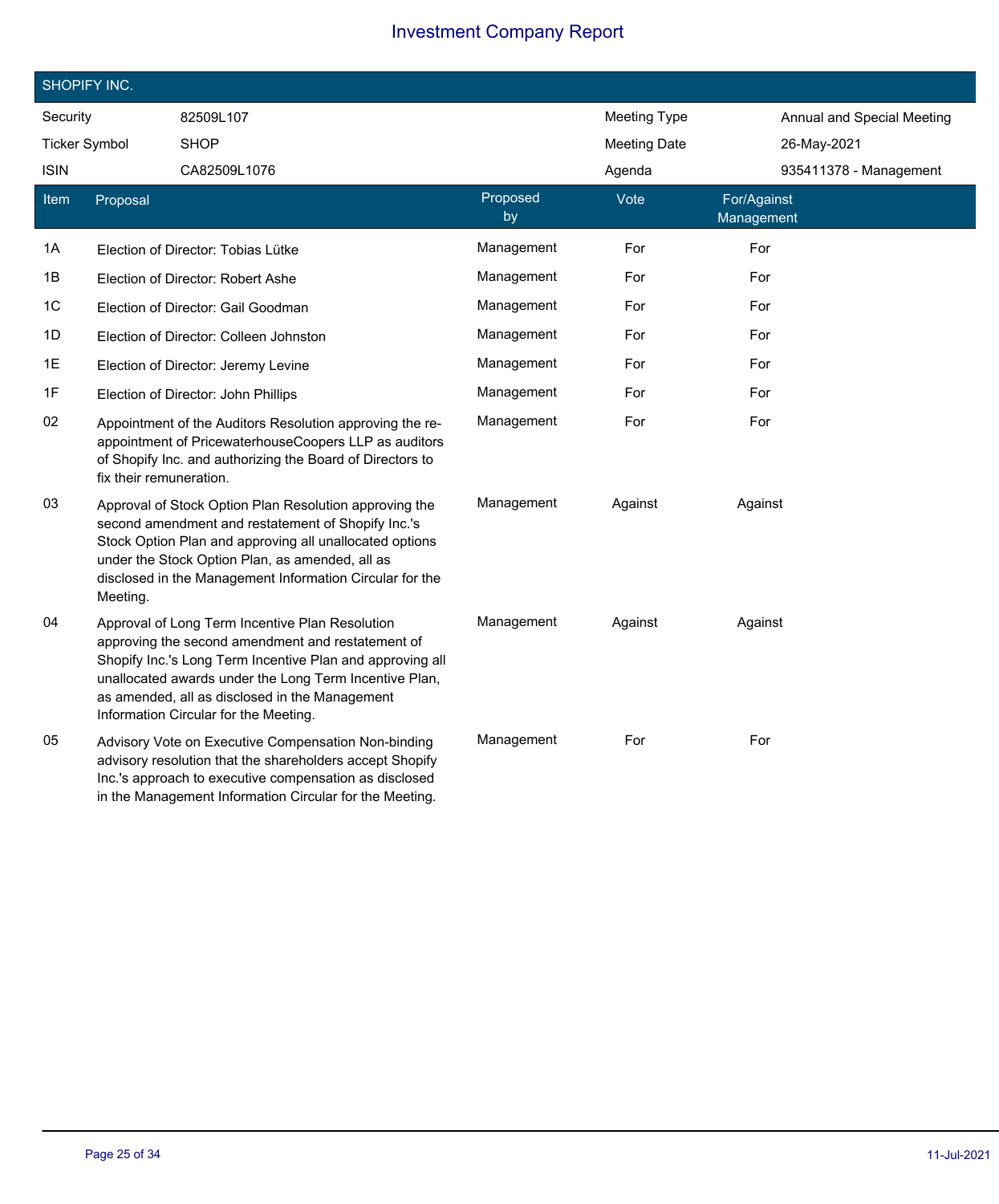# Investment Company Report

## SHOPIFY INC.

| | | | |
|---|---|---|---|
| Security | 82509L107 | Meeting Type | Annual and Special Meeting |
| Ticker Symbol | SHOP | Meeting Date | 26-May-2021 |
| ISIN | CA82509L1076 | Agenda | 935411378 - Management |

| Item | Proposal | Proposed by | Vote | For/Against Management |
|---|---|---|---|---|
| 1A | Election of Director: Tobias Lütke | Management | For | For |
| 1B | Election of Director: Robert Ashe | Management | For | For |
| 1C | Election of Director: Gail Goodman | Management | For | For |
| 1D | Election of Director: Colleen Johnston | Management | For | For |
| 1E | Election of Director: Jeremy Levine | Management | For | For |
| 1F | Election of Director: John Phillips | Management | For | For |
| 02 | Appointment of the Auditors Resolution approving the re-appointment of PricewaterhouseCoopers LLP as auditors of Shopify Inc. and authorizing the Board of Directors to fix their remuneration. | Management | For | For |
| 03 | Approval of Stock Option Plan Resolution approving the second amendment and restatement of Shopify Inc.'s Stock Option Plan and approving all unallocated options under the Stock Option Plan, as amended, all as disclosed in the Management Information Circular for the Meeting. | Management | Against | Against |
| 04 | Approval of Long Term Incentive Plan Resolution approving the second amendment and restatement of Shopify Inc.'s Long Term Incentive Plan and approving all unallocated awards under the Long Term Incentive Plan, as amended, all as disclosed in the Management Information Circular for the Meeting. | Management | Against | Against |
| 05 | Advisory Vote on Executive Compensation Non-binding advisory resolution that the shareholders accept Shopify Inc.'s approach to executive compensation as disclosed in the Management Information Circular for the Meeting. | Management | For | For |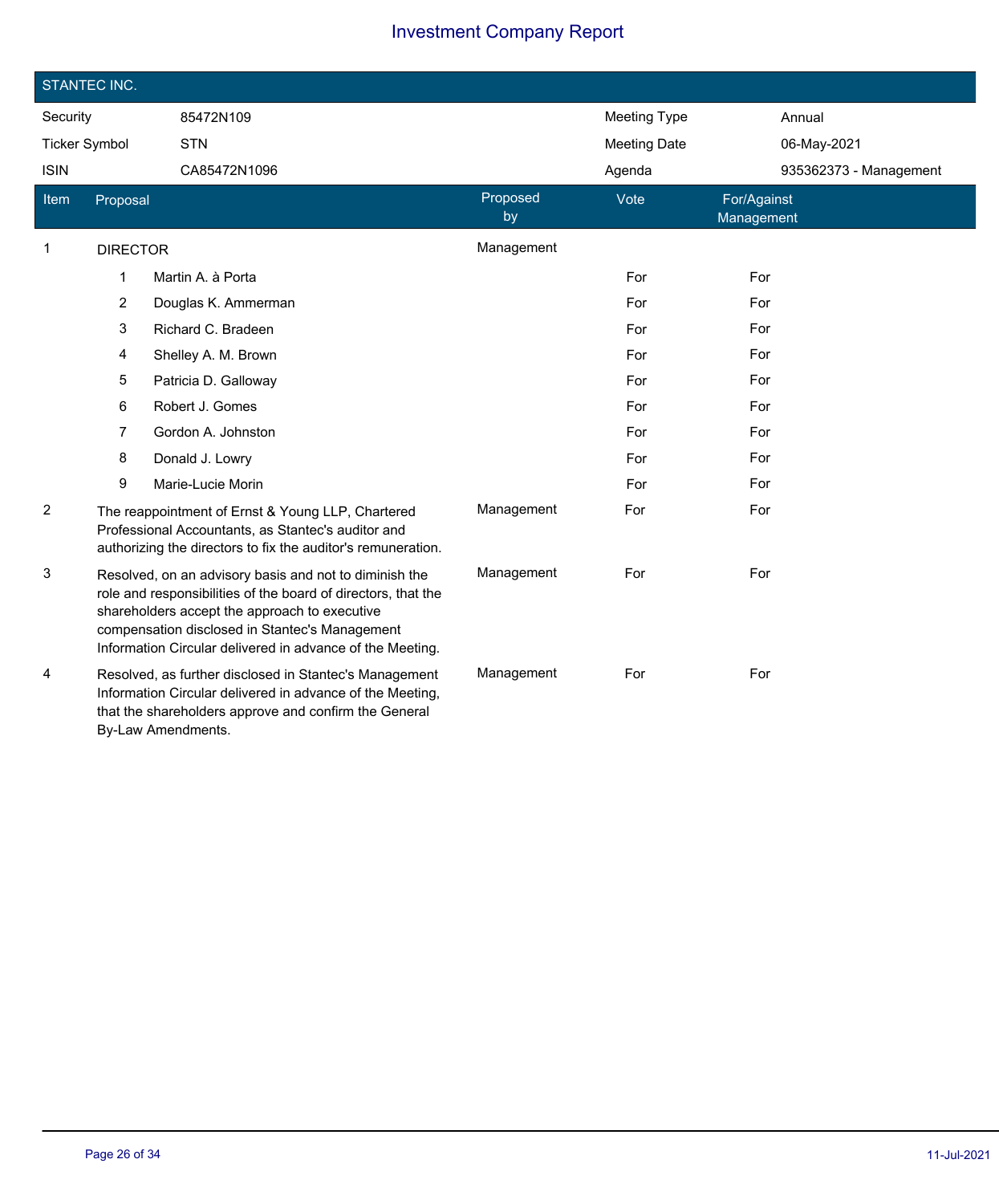# Investment Company Report

## STANTEC INC.

| | | | |
|---|---|---|---|
| Security | 85472N109 | Meeting Type | Annual |
| Ticker Symbol | STN | Meeting Date | 06-May-2021 |
| ISIN | CA85472N1096 | Agenda | 935362373 - Management |

| Item | Proposal | Proposed by | Vote | For/Against Management |
|---|---|---|---|---|
| 1 | DIRECTOR | Management | | |
| | 1 Martin A. à Porta | | For | For |
| | 2 Douglas K. Ammerman | | For | For |
| | 3 Richard C. Bradeen | | For | For |
| | 4 Shelley A. M. Brown | | For | For |
| | 5 Patricia D. Galloway | | For | For |
| | 6 Robert J. Gomes | | For | For |
| | 7 Gordon A. Johnston | | For | For |
| | 8 Donald J. Lowry | | For | For |
| | 9 Marie-Lucie Morin | | For | For |
| 2 | The reappointment of Ernst & Young LLP, Chartered Professional Accountants, as Stantec's auditor and authorizing the directors to fix the auditor's remuneration. | Management | For | For |
| 3 | Resolved, on an advisory basis and not to diminish the role and responsibilities of the board of directors, that the shareholders accept the approach to executive compensation disclosed in Stantec's Management Information Circular delivered in advance of the Meeting. | Management | For | For |
| 4 | Resolved, as further disclosed in Stantec's Management Information Circular delivered in advance of the Meeting, that the shareholders approve and confirm the General By-Law Amendments. | Management | For | For |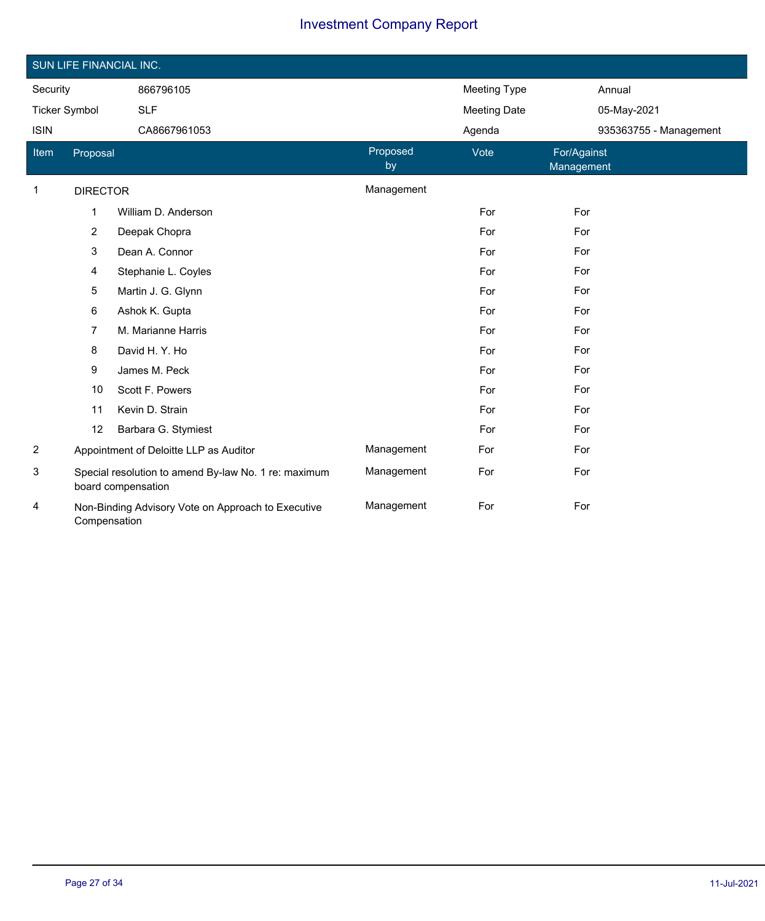## SUN LIFE FINANCIAL INC.

| | | | |
|---|---|---|---|
| Security | 866796105 | Meeting Type | Annual |
| Ticker Symbol | SLF | Meeting Date | 05-May-2021 |
| ISIN | CA8667961053 | Agenda | 935363755 - Management |

| Item | Proposal | Proposed by | Vote | For/Against Management |
|---|---|---|---|---|
| 1 | DIRECTOR | Management | | |
| | 1 William D. Anderson | | For | For |
| | 2 Deepak Chopra | | For | For |
| | 3 Dean A. Connor | | For | For |
| | 4 Stephanie L. Coyles | | For | For |
| | 5 Martin J. G. Glynn | | For | For |
| | 6 Ashok K. Gupta | | For | For |
| | 7 M. Marianne Harris | | For | For |
| | 8 David H. Y. Ho | | For | For |
| | 9 James M. Peck | | For | For |
| | 10 Scott F. Powers | | For | For |
| | 11 Kevin D. Strain | | For | For |
| | 12 Barbara G. Stymiest | | For | For |
| 2 | Appointment of Deloitte LLP as Auditor | Management | For | For |
| 3 | Special resolution to amend By-law No. 1 re: maximum board compensation | Management | For | For |
| 4 | Non-Binding Advisory Vote on Approach to Executive Compensation | Management | For | For |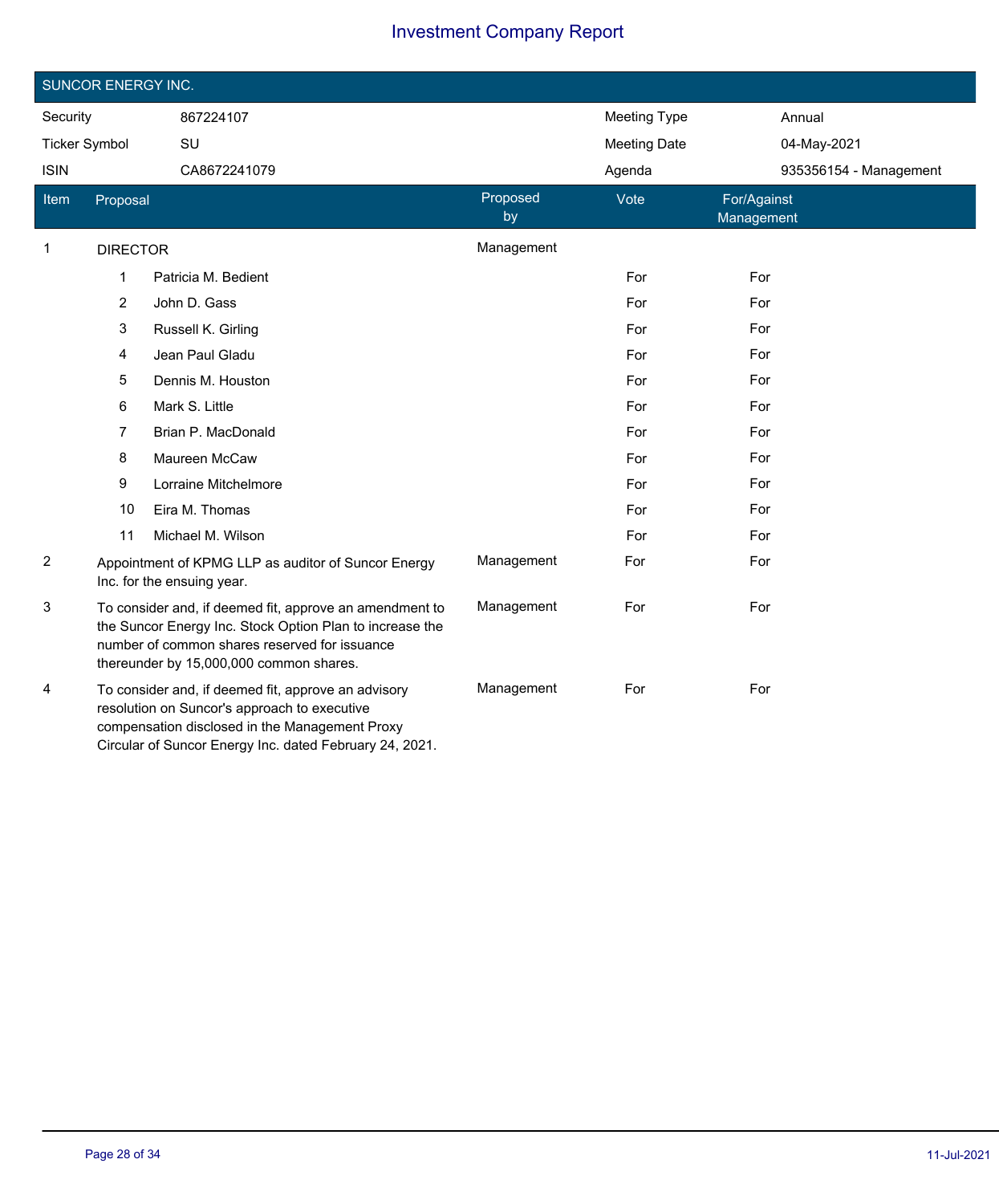# Investment Company Report

## SUNCOR ENERGY INC.

| | | | |
|---|---|---|---|
| Security | 867224107 | Meeting Type | Annual |
| Ticker Symbol | SU | Meeting Date | 04-May-2021 |
| ISIN | CA8672241079 | Agenda | 935356154 - Management |

| Item | Proposal | Proposed by | Vote | For/Against Management |
|---|---|---|---|---|
| 1 | DIRECTOR | Management | | |
| | 1 Patricia M. Bedient | | For | For |
| | 2 John D. Gass | | For | For |
| | 3 Russell K. Girling | | For | For |
| | 4 Jean Paul Gladu | | For | For |
| | 5 Dennis M. Houston | | For | For |
| | 6 Mark S. Little | | For | For |
| | 7 Brian P. MacDonald | | For | For |
| | 8 Maureen McCaw | | For | For |
| | 9 Lorraine Mitchelmore | | For | For |
| | 10 Eira M. Thomas | | For | For |
| | 11 Michael M. Wilson | | For | For |
| 2 | Appointment of KPMG LLP as auditor of Suncor Energy Inc. for the ensuing year. | Management | For | For |
| 3 | To consider and, if deemed fit, approve an amendment to the Suncor Energy Inc. Stock Option Plan to increase the number of common shares reserved for issuance thereunder by 15,000,000 common shares. | Management | For | For |
| 4 | To consider and, if deemed fit, approve an advisory resolution on Suncor's approach to executive compensation disclosed in the Management Proxy Circular of Suncor Energy Inc. dated February 24, 2021. | Management | For | For |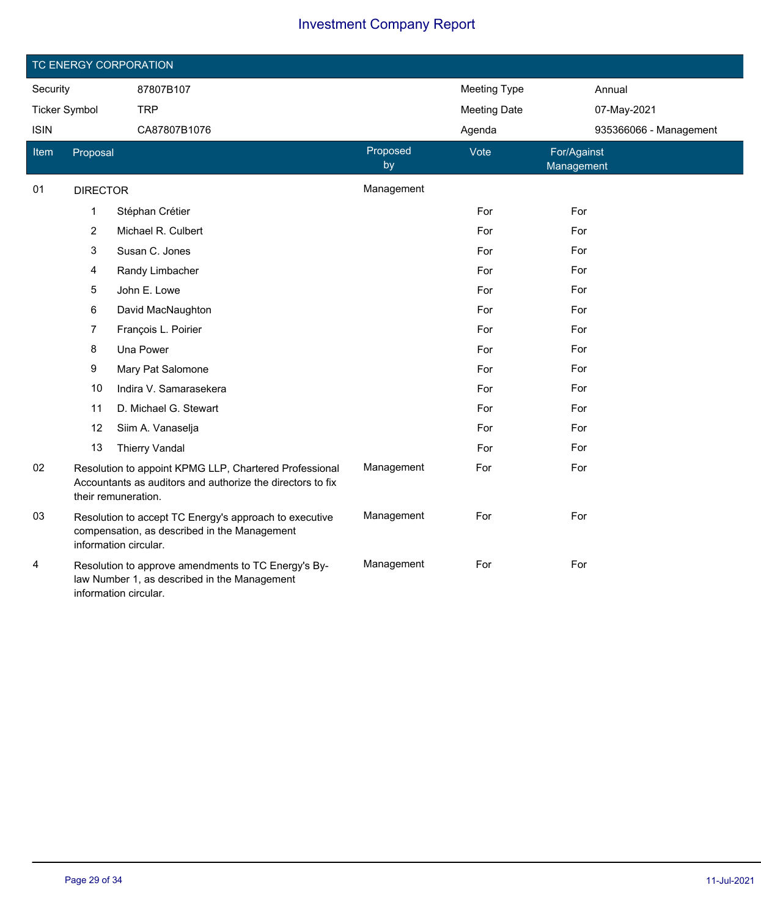# Investment Company Report

## TC ENERGY CORPORATION

| | | | |
|---|---|---|---|
| Security | 87807B107 | Meeting Type | Annual |
| Ticker Symbol | TRP | Meeting Date | 07-May-2021 |
| ISIN | CA87807B1076 | Agenda | 935366066 - Management |

| Item | Proposal | Proposed by | Vote | For/Against Management |
|---|---|---|---|---|
| 01 | DIRECTOR | Management | | |
| | 1 Stéphan Crétier | | For | For |
| | 2 Michael R. Culbert | | For | For |
| | 3 Susan C. Jones | | For | For |
| | 4 Randy Limbacher | | For | For |
| | 5 John E. Lowe | | For | For |
| | 6 David MacNaughton | | For | For |
| | 7 François L. Poirier | | For | For |
| | 8 Una Power | | For | For |
| | 9 Mary Pat Salomone | | For | For |
| | 10 Indira V. Samarasekera | | For | For |
| | 11 D. Michael G. Stewart | | For | For |
| | 12 Siim A. Vanaselja | | For | For |
| | 13 Thierry Vandal | | For | For |
| 02 | Resolution to appoint KPMG LLP, Chartered Professional Accountants as auditors and authorize the directors to fix their remuneration. | Management | For | For |
| 03 | Resolution to accept TC Energy's approach to executive compensation, as described in the Management information circular. | Management | For | For |
| 4 | Resolution to approve amendments to TC Energy's By-law Number 1, as described in the Management information circular. | Management | For | For |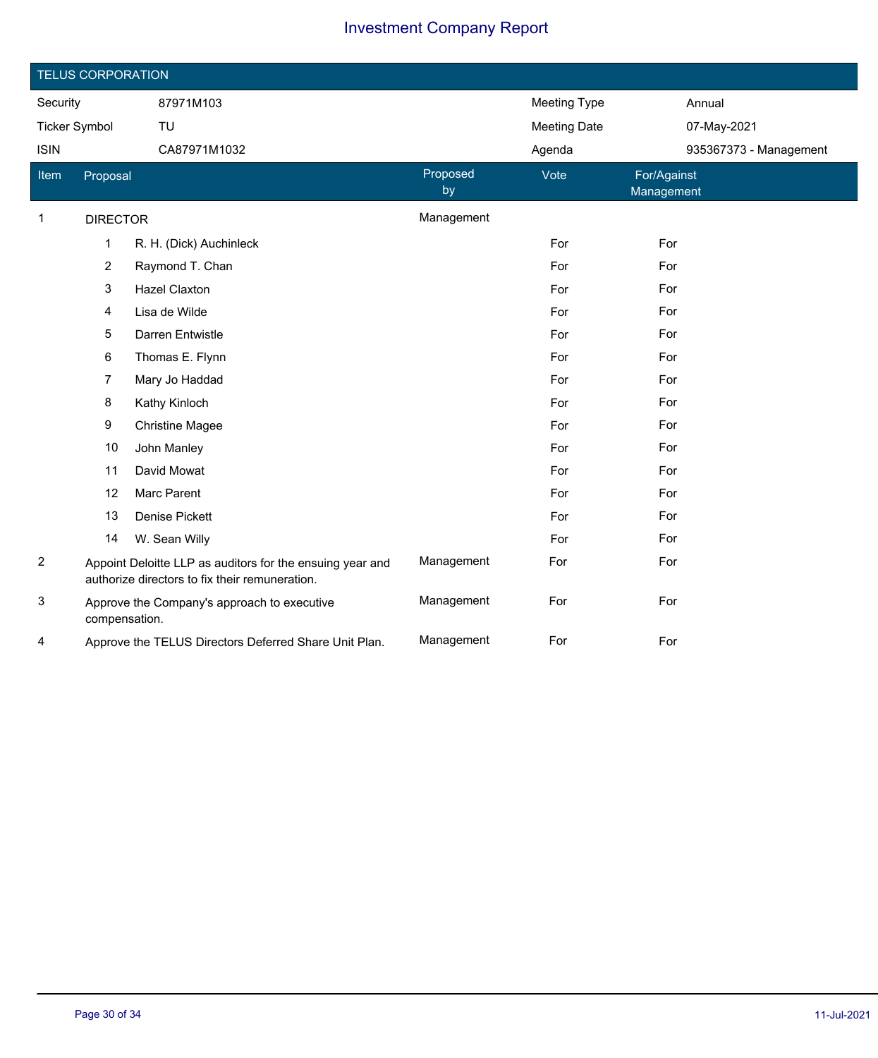# Investment Company Report

## TELUS CORPORATION

| | | | |
|---|---|---|---|
| Security | 87971M103 | Meeting Type | Annual |
| Ticker Symbol | TU | Meeting Date | 07-May-2021 |
| ISIN | CA87971M1032 | Agenda | 935367373 - Management |

| Item | Proposal | Proposed by | Vote | For/Against Management |
|---|---|---|---|---|
| 1 | DIRECTOR | Management | | |
| | 1 R. H. (Dick) Auchinleck | | For | For |
| | 2 Raymond T. Chan | | For | For |
| | 3 Hazel Claxton | | For | For |
| | 4 Lisa de Wilde | | For | For |
| | 5 Darren Entwistle | | For | For |
| | 6 Thomas E. Flynn | | For | For |
| | 7 Mary Jo Haddad | | For | For |
| | 8 Kathy Kinloch | | For | For |
| | 9 Christine Magee | | For | For |
| | 10 John Manley | | For | For |
| | 11 David Mowat | | For | For |
| | 12 Marc Parent | | For | For |
| | 13 Denise Pickett | | For | For |
| | 14 W. Sean Willy | | For | For |
| 2 | Appoint Deloitte LLP as auditors for the ensuing year and authorize directors to fix their remuneration. | Management | For | For |
| 3 | Approve the Company's approach to executive compensation. | Management | For | For |
| 4 | Approve the TELUS Directors Deferred Share Unit Plan. | Management | For | For |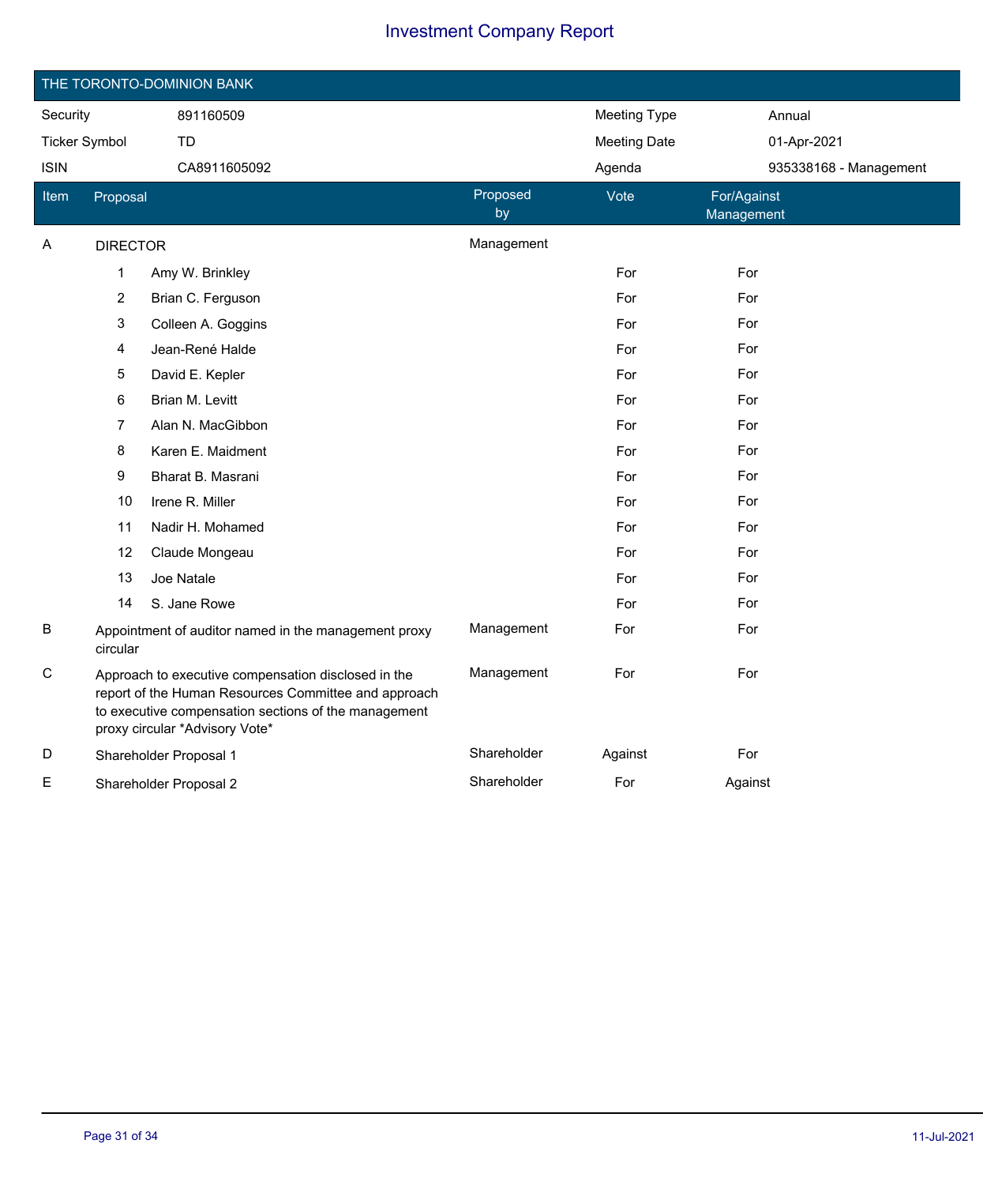# Investment Company Report

## THE TORONTO-DOMINION BANK

| | | | |
|---|---|---|---|
| Security | 891160509 | Meeting Type | Annual |
| Ticker Symbol | TD | Meeting Date | 01-Apr-2021 |
| ISIN | CA8911605092 | Agenda | 935338168 - Management |

| Item | Proposal | Proposed by | Vote | For/Against Management |
|---|---|---|---|---|
| A | DIRECTOR | Management | | |
| | 1 Amy W. Brinkley | | For | For |
| | 2 Brian C. Ferguson | | For | For |
| | 3 Colleen A. Goggins | | For | For |
| | 4 Jean-René Halde | | For | For |
| | 5 David E. Kepler | | For | For |
| | 6 Brian M. Levitt | | For | For |
| | 7 Alan N. MacGibbon | | For | For |
| | 8 Karen E. Maidment | | For | For |
| | 9 Bharat B. Masrani | | For | For |
| | 10 Irene R. Miller | | For | For |
| | 11 Nadir H. Mohamed | | For | For |
| | 12 Claude Mongeau | | For | For |
| | 13 Joe Natale | | For | For |
| | 14 S. Jane Rowe | | For | For |
| B | Appointment of auditor named in the management proxy circular | Management | For | For |
| C | Approach to executive compensation disclosed in the report of the Human Resources Committee and approach to executive compensation sections of the management proxy circular *Advisory Vote* | Management | For | For |
| D | Shareholder Proposal 1 | Shareholder | Against | For |
| E | Shareholder Proposal 2 | Shareholder | For | Against |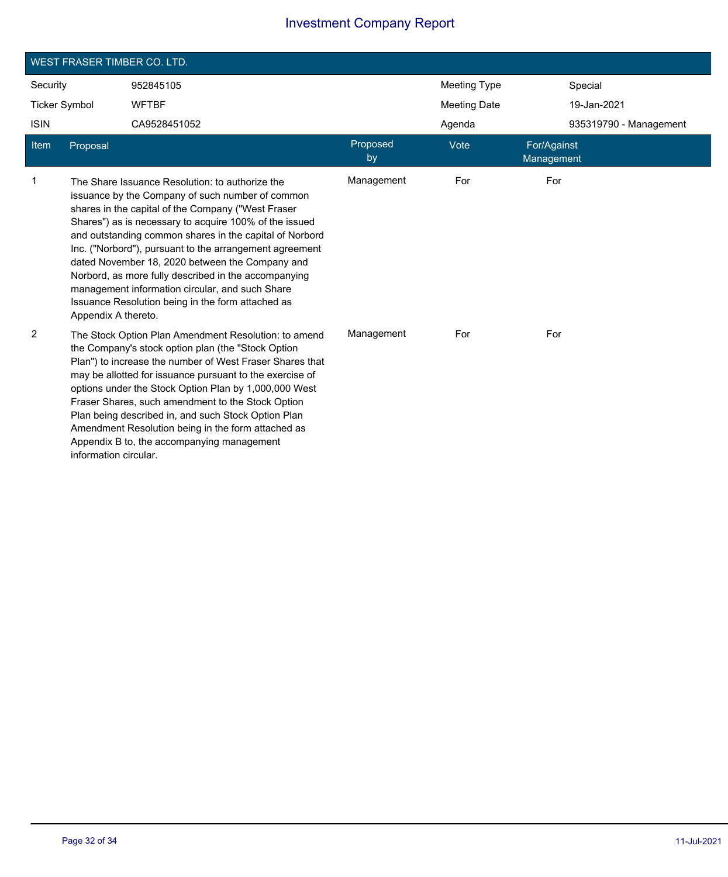# Investment Company Report

## WEST FRASER TIMBER CO. LTD.

| | | | |
|---|---|---|---|
| Security | 952845105 | Meeting Type | Special |
| Ticker Symbol | WFTBF | Meeting Date | 19-Jan-2021 |
| ISIN | CA9528451052 | Agenda | 935319790 - Management |

| Item | Proposal | Proposed by | Vote | For/Against Management |
|---|---|---|---|---|
| 1 | The Share Issuance Resolution: to authorize the issuance by the Company of such number of common shares in the capital of the Company ("West Fraser Shares") as is necessary to acquire 100% of the issued and outstanding common shares in the capital of Norbord Inc. ("Norbord"), pursuant to the arrangement agreement dated November 18, 2020 between the Company and Norbord, as more fully described in the accompanying management information circular, and such Share Issuance Resolution being in the form attached as Appendix A thereto. | Management | For | For |
| 2 | The Stock Option Plan Amendment Resolution: to amend the Company's stock option plan (the "Stock Option Plan") to increase the number of West Fraser Shares that may be allotted for issuance pursuant to the exercise of options under the Stock Option Plan by 1,000,000 West Fraser Shares, such amendment to the Stock Option Plan being described in, and such Stock Option Plan Amendment Resolution being in the form attached as Appendix B to, the accompanying management information circular. | Management | For | For |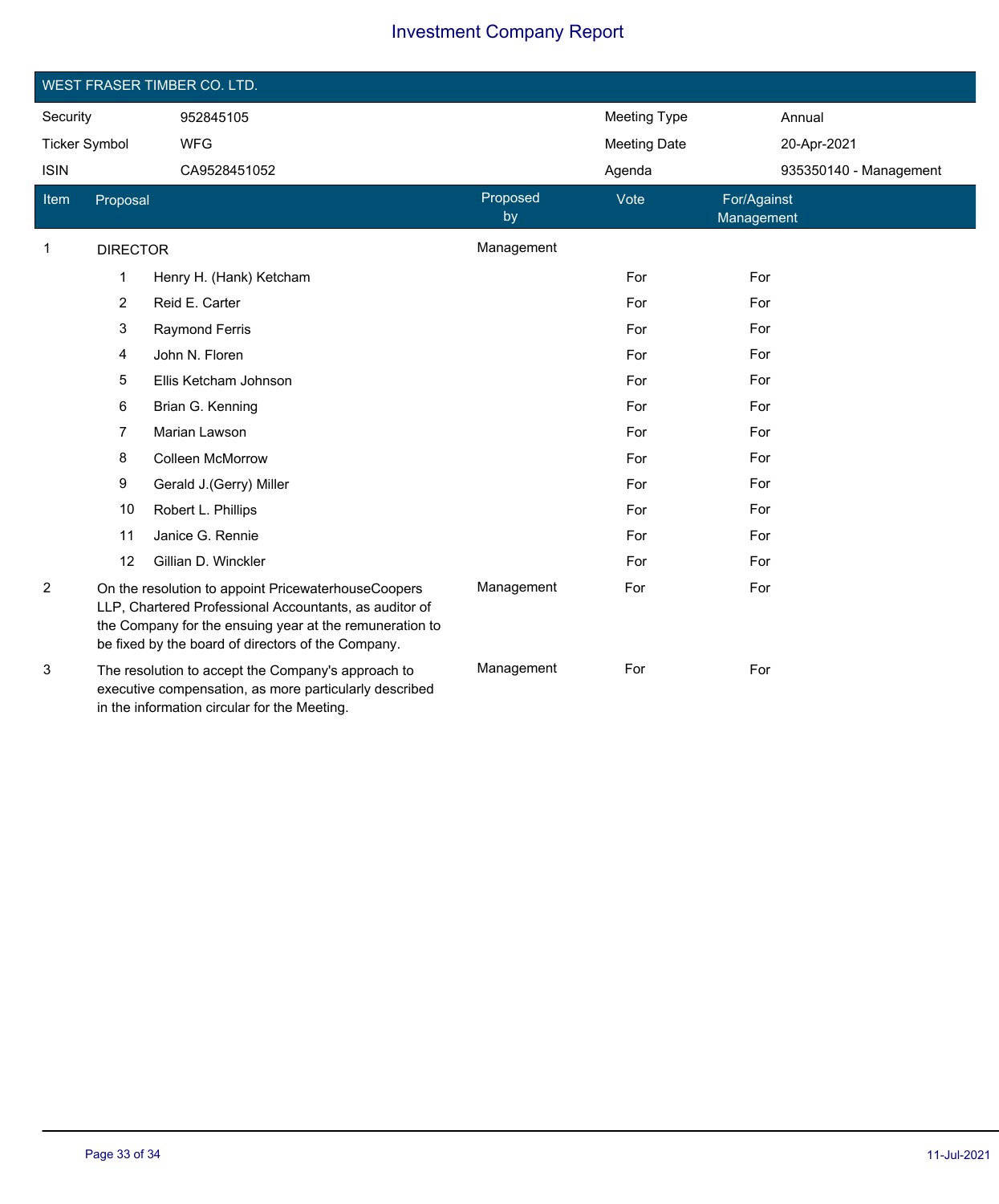# Investment Company Report

## WEST FRASER TIMBER CO. LTD.

| | | | |
|---|---|---|---|
| Security | 952845105 | Meeting Type | Annual |
| Ticker Symbol | WFG | Meeting Date | 20-Apr-2021 |
| ISIN | CA9528451052 | Agenda | 935350140 - Management |

| Item | Proposal | Proposed by | Vote | For/Against Management |
|---|---|---|---|---|
| 1 | DIRECTOR | Management | | |
| | 1 Henry H. (Hank) Ketcham | | For | For |
| | 2 Reid E. Carter | | For | For |
| | 3 Raymond Ferris | | For | For |
| | 4 John N. Floren | | For | For |
| | 5 Ellis Ketcham Johnson | | For | For |
| | 6 Brian G. Kenning | | For | For |
| | 7 Marian Lawson | | For | For |
| | 8 Colleen McMorrow | | For | For |
| | 9 Gerald J.(Gerry) Miller | | For | For |
| | 10 Robert L. Phillips | | For | For |
| | 11 Janice G. Rennie | | For | For |
| | 12 Gillian D. Winckler | | For | For |
| 2 | On the resolution to appoint PricewaterhouseCoopers LLP, Chartered Professional Accountants, as auditor of the Company for the ensuing year at the remuneration to be fixed by the board of directors of the Company. | Management | For | For |
| 3 | The resolution to accept the Company's approach to executive compensation, as more particularly described in the information circular for the Meeting. | Management | For | For |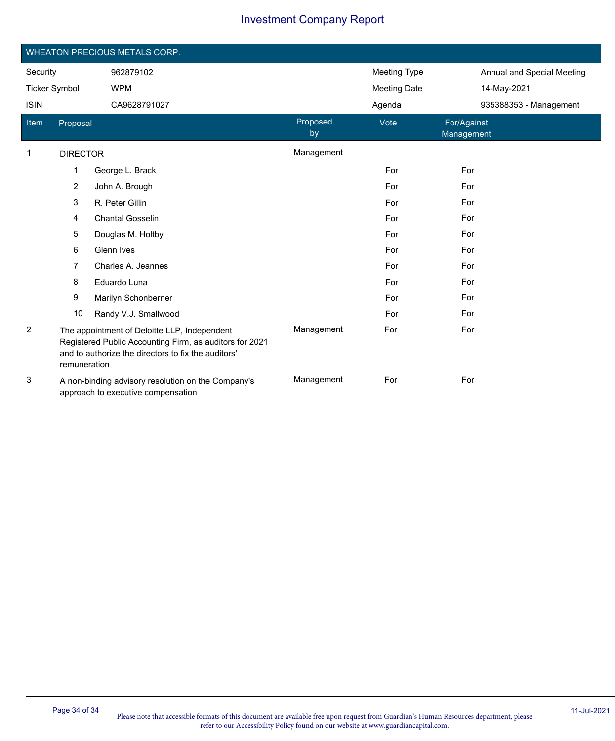# Investment Company Report

## WHEATON PRECIOUS METALS CORP.

| | | | |
|---|---|---|---|
| Security | 962879102 | Meeting Type | Annual and Special Meeting |
| Ticker Symbol | WPM | Meeting Date | 14-May-2021 |
| ISIN | CA9628791027 | Agenda | 935388353 - Management |

| Item | Proposal | Proposed by | Vote | For/Against Management |
|---|---|---|---|---|
| 1 | DIRECTOR | Management | | |
| | 1 George L. Brack | | For | For |
| | 2 John A. Brough | | For | For |
| | 3 R. Peter Gillin | | For | For |
| | 4 Chantal Gosselin | | For | For |
| | 5 Douglas M. Holtby | | For | For |
| | 6 Glenn Ives | | For | For |
| | 7 Charles A. Jeannes | | For | For |
| | 8 Eduardo Luna | | For | For |
| | 9 Marilyn Schonberner | | For | For |
| | 10 Randy V.J. Smallwood | | For | For |
| 2 | The appointment of Deloitte LLP, Independent Registered Public Accounting Firm, as auditors for 2021 and to authorize the directors to fix the auditors' remuneration | Management | For | For |
| 3 | A non-binding advisory resolution on the Company's approach to executive compensation | Management | For | For |

Please note that accessible formats of this document are available free upon request from Guardian's Human Resources department, please refer to our Accessibility Policy found on our website at www.guardiancapital.com.

11-Jul-2021